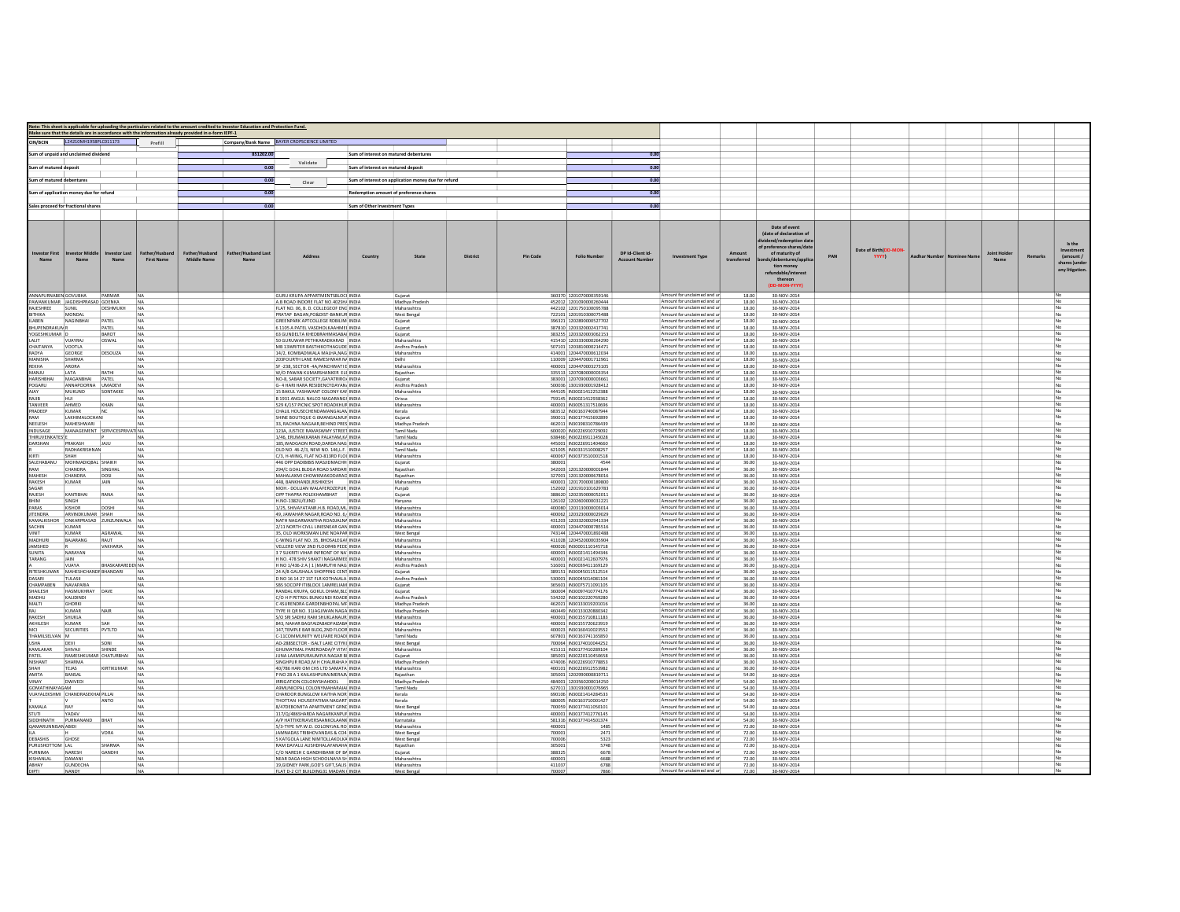Note: This sheet is applicable for uploading the particulars related to the amount credited to Investor Education and Protection Fund.
Make sure that the details are in accordance with the information already provided in e-form IEPF-1

| CIN/BCIN | L24210MH1958PLC011173 | Prefill | Company/Bank Name | BAYER CROPSCIENCE LIMITED |
|---|---|---|---|---|

| | | | |
|---|---|---|---|
| Sum of unpaid and unclaimed dividend | 851202.00 | Sum of interest on matured debentures | 0.00 |
| Sum of matured deposit | 0.00 | Sum of interest on matured deposit | 0.00 |
| Sum of matured debentures | 0.00 | Sum of interest on application money due for refund | 0.00 |
| Sum of application money due for refund | 0.00 | Redemption amount of preference shares | 0.00 |
| Sales proceed for fractional shares | 0.00 | Sum of Other Investment Types | 0.00 |

| Investor First Name | Investor Middle Name | Investor Last Name | Father/Husband First Name | Father/Husband Middle Name | Father/Husband Last Name | Address | Country | State | District | Pin Code | Folio Number | DP Id-Client Id-Account Number | Investment Type | Amount transferred | Date of event (date of declaration of dividend/redemption date of preference shares/date of maturity of bonds/debentures/application money refundable/interest thereon (DD-MON-YYYY) | PAN | Date of Birth(DD-MON-YYYY) | Aadhar Number | Nominee Name | Joint Holder Name | Remarks | Is the Investment (amount / shares )under any litigation. |
|---|---|---|---|---|---|---|---|---|---|---|---|---|---|---|---|---|---|---|---|---|---|---|
| ANNAPURNABEN | GOVUBHA | PARMAR | NA | | | GURU KRUPA APPARTMENTSBLOCI | INDIA | Gujarat | | 360370 | 1201070000159146 | | Amount for unclaimed and ur | 18.00 | 30-NOV-2014 | | | | | | | No |
| PAWANKUMAR | JAGDISHPRASAD | GOENKA | NA | | | A.B ROAD INDORE FLAT NO.402SHI | INDIA | Madhya Pradesh | | 452012 | 1201090000260444 | | Amount for unclaimed and ur | 18.00 | 30-NOV-2014 | | | | | | | No |
| RAJESHREE | SUNIL | DESHMUKH | NA | | | FLAT NO. 06, B. D. COLLEGEOF ENG | INDIA | Maharashtra | | 442102 | 1201750100095788 | | Amount for unclaimed and ur | 18.00 | 30-NOV-2014 | | | | | | | No |
| BITHIKA | MONDAL | | NA | | | PRATAP BAGAN,PO&DIST-BANKUR | INDIA | West Bengal | | 722101 | 1201910300075488 | | Amount for unclaimed and ur | 18.00 | 30-NOV-2014 | | | | | | | No |
| ILABEN | NAGINBHAI | PATEL | NA | | | GREENPARK APTCOLLEGE ROBILIM | INDIA | Gujarat | | 396321 | 1202890000527702 | | Amount for unclaimed and ur | 18.00 | 30-NOV-2014 | | | | | | | No |
| BHUPENDRAKUM | R | PATEL | NA | | | 6 1105 A PATEL VASDHOLKAAHMEI | INDIA | Gujarat | | 387810 | 1203320002417741 | | Amount for unclaimed and ur | 18.00 | 30-NOV-2014 | | | | | | | No |
| YOGESHKUMAR | D | BAROT | NA | | | 63 GUNDELTA KHEDBRAHMASABA | INDIA | Gujarat | | 383255 | 1203320003062153 | | Amount for unclaimed and ur | 18.00 | 30-NOV-2014 | | | | | | | No |
| LALIT | VIJAYRAJ | OSWAL | NA | | | 50 GURUWAR PETHKARADKARAD | INDIA | Maharashtra | | 415410 | 1203330000264290 | | Amount for unclaimed and ur | 18.00 | 30-NOV-2014 | | | | | | | No |
| CHAITANYA | VOOTLA | | NA | | | MB 13WRITER BASTHIKOTHAGUDE | INDIA | Andhra Pradesh | | 507101 | 1203810000214471 | | Amount for unclaimed and ur | 18.00 | 30-NOV-2014 | | | | | | | No |
| RADYA | GEORGE | DESOUZA | NA | | | 14/2, KOMBADIWALA MALHA,NAG | INDIA | Maharashtra | | 414001 | 1204470000612034 | | Amount for unclaimed and ur | 18.00 | 30-NOV-2014 | | | | | | | No |
| MANISHA | SHARMA | | NA | | | 203FOURTH LANE RAMESHWAR N | INDIA | Delhi | | 110009 | 1204470001732961 | | Amount for unclaimed and ur | 18.00 | 30-NOV-2014 | | | | | | | No |
| REKHA | ARORA | | NA | | | SF -238, SECTOR -4A,PANCHWATI E | INDIA | Maharashtra | | 400003 | 1204470003273105 | | Amount for unclaimed and ur | 18.00 | 30-NOV-2014 | | | | | | | No |
| MANJU | LATA | RATHI | NA | | | W/O PAWAN KUMARSHANKER ELE | INDIA | Rajasthan | | 335513 | 1207080000003554 | | Amount for unclaimed and ur | 18.00 | 30-NOV-2014 | | | | | | | No |
| HARISHBHAI | MAGANBHAI | PATEL | NA | | | NO-8, SABAR SOCIETY,GAYATRIRO | INDIA | Gujarat | | 383001 | 1207090000003661 | | Amount for unclaimed and ur | 18.00 | 30-NOV-2014 | | | | | | | No |
| POGARU | ANNAPOORNA | UMADEVI | NA | | | G- 4 HARI HARA RESIDENCYDAYAN | INDIA | Andhra Pradesh | | 500036 | 1301930001928412 | | Amount for unclaimed and ur | 18.00 | 30-NOV-2014 | | | | | | | No |
| AJAY | MUKUND | SONTAKKE | NA | | | 35 BAKUL YASHWANT COLONY KAF | INDIA | Maharashtra | | 444105 | IN30021412252388 | | Amount for unclaimed and ur | 18.00 | 30-NOV-2014 | | | | | | | No |
| RAJIB | HUI | | NA | | | B 1931 ANGUL NALCO NAGARANGI | INDIA | Orissa | | 759145 | IN30021412938362 | | Amount for unclaimed and ur | 18.00 | 30-NOV-2014 | | | | | | | No |
| TANVEER | AHMED | KHAN | NA | | | 529 K/157 PICNIC SPOT ROADKHUR | INDIA | Maharashtra | | 400001 | IN30051317510696 | | Amount for unclaimed and ur | 18.00 | 30-NOV-2014 | | | | | | | No |
| PRADEEP | KUMAR | INC | NA | | | CHALIL HOUSECHENDAMANGALAN | INDIA | Kerala | | 683512 | IN30163740087944 | | Amount for unclaimed and ur | 18.00 | 30-NOV-2014 | | | | | | | No |
| RAM | LAKHMALOCHANI | | NA | | | SHINE BOUTIQUE G 6MANGALMUR | INDIA | Gujarat | | 390011 | IN30177415692899 | | Amount for unclaimed and ur | 18.00 | 30-NOV-2014 | | | | | | | No |
| NEELESH | MAHESHWARI | | NA | | | 33, RACHNA NAGAAR,BEHIND PRES | INDIA | Madhya Pradesh | | 462011 | IN30198310786439 | | Amount for unclaimed and ur | 18.00 | 30-NOV-2014 | | | | | | | No |
| INDUSAGE | MANAGEMENT | SERVICESPRIVATI | NA | | | 123A, JUSTICE RAMASWMY STREET | INDIA | Tamil Nadu | | 600020 | IN30226910729092 | | Amount for unclaimed and ur | 18.00 | 30-NOV-2014 | | | | | | | No |
| THIRUVENKATES | E | P | NA | | | 1/46, ERUMAKKARAN PALAYAM,KA | INDIA | Tamil Nadu | | 638446 | IN30226911145028 | | Amount for unclaimed and ur | 18.00 | 30-NOV-2014 | | | | | | | No |
| DARSHAN | PRAKASH | JAJU | NA | | | 185,WADGAON ROAD,DARDA NAG | INDIA | Maharashtra | | 445001 | IN30226911404660 | | Amount for unclaimed and ur | 18.00 | 30-NOV-2014 | | | | | | | No |
| R | RADHAKRISHNAN | | NA | | | OLD NO. 46-2/3, NEW NO. 146,L.F. | INDIA | Tamil Nadu | | 621005 | IN30331510008257 | | Amount for unclaimed and ur | 18.00 | 30-NOV-2014 | | | | | | | No |
| KIRTI | SHAH | | NA | | | C/3, H-WING, FLAT NO-813RD FLO | INDIA | Maharashtra | | 400067 | IN30373510001518 | | Amount for unclaimed and ur | 18.00 | 30-NOV-2014 | | | | | | | No |
| SALEHABANU | MOHMADIQBAL | SHAIKH | NA | | | 446 OPP DADIBIBIS MASJIDMACHH | INDIA | Gujarat | | 380001 | 4544 | | Amount for unclaimed and ur | 36.00 | 30-NOV-2014 | | | | | | | No |
| RAM | CHANDRA | SINGHAL | NA | | | 294/C GOAL BLDGA ROAD SARDAR | INDIA | Rajasthan | | 342003 | 1201320000001844 | | Amount for unclaimed and ur | 36.00 | 30-NOV-2014 | | | | | | | No |
| MAHESH | CHANDRA | DOSI | NA | | | MAHALAXMI CHOWKMAKODARAG | INDIA | Rajasthan | | 327001 | 1201320000678016 | | Amount for unclaimed and ur | 36.00 | 30-NOV-2014 | | | | | | | No |
| RAKESH | KUMAR | JAIN | NA | | | 448, BANKHANDI,RISHIKESH | INDIA | Maharashtra | | 400001 | 1201700000189800 | | Amount for unclaimed and ur | 36.00 | 30-NOV-2014 | | | | | | | No |
| SAGAR | | | NA | | | MOH.- DOLLIAN WALAFEROZEPUR | INDIA | Punjab | | 152002 | 1201910101629783 | | Amount for unclaimed and ur | 36.00 | 30-NOV-2014 | | | | | | | No |
| RAJESH | KANTIBHAI | RANA | NA | | | OPP THAPRA POLEKHAMBHAT | INDIA | Gujarat | | 388620 | 1202350000052011 | | Amount for unclaimed and ur | 36.00 | 30-NOV-2014 | | | | | | | No |
| BHIM | SINGH | | NA | | | H.NO-1382U/E3ND | INDIA | Haryana | | 126102 | 1202600000031221 | | Amount for unclaimed and ur | 36.00 | 30-NOV-2014 | | | | | | | No |
| PARAS | KISHOR | DOSHI | NA | | | 1/25, SHIVAYATANR,H.B. ROAD,ML | INDIA | Maharashtra | | 400080 | 1203130000003014 | | Amount for unclaimed and ur | 36.00 | 30-NOV-2014 | | | | | | | No |
| JITENDRA | ARVINDKUMAR | SHAH | NA | | | 49, JAWAHAR NAGAR,ROAD NO. 6, | INDIA | Maharashtra | | 400062 | 1203230000029029 | | Amount for unclaimed and ur | 36.00 | 30-NOV-2014 | | | | | | | No |
| KAMALKISHOR | ONKARPRASAD | ZUNZUNWALA | NA | | | NATH NAGARMANTHA ROADJALNA | INDIA | Maharashtra | | 431203 | 1203320002941334 | | Amount for unclaimed and ur | 36.00 | 30-NOV-2014 | | | | | | | No |
| SACHIN | KUMAR | | NA | | | 2/11 NORTH CIVLL LINESNEAR GAN | INDIA | Maharashtra | | 400001 | 1204470000785516 | | Amount for unclaimed and ur | 36.00 | 30-NOV-2014 | | | | | | | No |
| VINIT | KUMAR | AGRAWAL | NA | | | 35, OLD WORKSMAN LINE NDAPAR | INDIA | West Bengal | | 743144 | 1204470001892488 | | Amount for unclaimed and ur | 36.00 | 30-NOV-2014 | | | | | | | No |
| MADHURI | BAJARANG | RAUT | NA | | | C-WING FLAT NO. 35, BHOSALEGAI | INDIA | Maharashtra | | 411028 | 1204520000035904 | | Amount for unclaimed and ur | 36.00 | 30-NOV-2014 | | | | | | | No |
| JAMSHED | R | VAKHARIA | NA | | | VELLERD VIEW 2ND FLOOR48 PEDE | INDIA | Maharashtra | | 400026 | IN30001110145718 | | Amount for unclaimed and ur | 36.00 | 30-NOV-2014 | | | | | | | No |
| SUNITA | NARAYAN | | NA | | | 3 7 SUKRITI VIHAR INFRONT OF NA | INDIA | Maharashtra | | 400001 | IN30021411494346 | | Amount for unclaimed and ur | 36.00 | 30-NOV-2014 | | | | | | | No |
| TARANG | JAIN | | NA | | | H NO. 478 SHIV SHAKTI NAGARMEE | INDIA | Maharashtra | | 400001 | IN30021412607976 | | Amount for unclaimed and ur | 36.00 | 30-NOV-2014 | | | | | | | No |
| A | VIJAYA | BHASKARAREDDY | NA | | | H NO 1/436-2 A \| 1 )MARUTHI NAG | INDIA | Andhra Pradesh | | 516001 | IN30039411169129 | | Amount for unclaimed and ur | 36.00 | 30-NOV-2014 | | | | | | | No |
| RITESHKUMAR | MAHESHCHANDR | BHANDARI | NA | | | 24 A/B GAUSHALA SHOPPING CENT | INDIA | Gujarat | | 389151 | IN30045011512514 | | Amount for unclaimed and ur | 36.00 | 30-NOV-2014 | | | | | | | No |
| DASARI | TULASII | | NA | | | D NO 16 14 27 1ST FLR KOTHAJALA | INDIA | Andhra Pradesh | | 530001 | IN30045014081104 | | Amount for unclaimed and ur | 36.00 | 30-NOV-2014 | | | | | | | No |
| CHAMPABEN | NAVAPARIA | | NA | | | 585 SOCOPP ITI BLOCK 1AMRELIAM | INDIA | Gujarat | | 365601 | IN30075711091105 | | Amount for unclaimed and ur | 36.00 | 30-NOV-2014 | | | | | | | No |
| SHAILESH | HASMUKHRAY | DAVE | NA | | | RANDAL KRUPA, GOKUL DHAM,BLC | INDIA | Gujarat | | 360004 | IN30097410774176 | | Amount for unclaimed and ur | 36.00 | 30-NOV-2014 | | | | | | | No |
| MADHU | KALIDINDI | | NA | | | C/O H P PETROL BUNKUNDI ROADE | INDIA | Andhra Pradesh | | 534202 | IN30102220769280 | | Amount for unclaimed and ur | 36.00 | 30-NOV-2014 | | | | | | | No |
| MALTI | GHORKI | | NA | | | C 45URENDRA GARDENBHOPAL MF | INDIA | Madhya Pradesh | | 462021 | IN30133019201016 | | Amount for unclaimed and ur | 36.00 | 30-NOV-2014 | | | | | | | No |
| RAJ | KUMAR | NAIR | NA | | | TYPE III QR NO. 31IAGJIWAN NAGA | INDIA | Madhya Pradesh | | 460449 | IN30133020880342 | | Amount for unclaimed and ur | 36.00 | 30-NOV-2014 | | | | | | | No |
| RAKESH | SHUKLA | | NA | | | S/O SRI SADHU RAM SHUKLANAUR | INDIA | Maharashtra | | 400001 | IN30155710811183 | | Amount for unclaimed and ur | 36.00 | 30-NOV-2014 | | | | | | | No |
| AKHILESH | KUMAR | SAH | NA | | | 843, NAHAR BAGFAIZABADFAIZABA | INDIA | Maharashtra | | 400001 | IN30155720623919 | | Amount for unclaimed and ur | 36.00 | 30-NOV-2014 | | | | | | | No |
| MCI | SECURITIES | PVTLTD | NA | | | 147,TEMPLE BAR BLDG,2ND FLOOR | INDIA | Maharashtra | | 400023 | IN30160410023552 | | Amount for unclaimed and ur | 36.00 | 30-NOV-2014 | | | | | | | No |
| THAMILSELVAN | M | | NA | | | C-11COMMUNITY WELFARE ROADI | INDIA | Tamil Nadu | | 607801 | IN30163741165850 | | Amount for unclaimed and ur | 36.00 | 30-NOV-2014 | | | | | | | No |
| USHA | DEVI | SONI | NA | | | AD-288SECTOR - ISALT LAKE CITYKC | INDIA | West Bengal | | 700064 | IN30174010044252 | | Amount for unclaimed and ur | 36.00 | 30-NOV-2014 | | | | | | | No |
| KAMLAKAR | SHIVAJI | SHINDE | NA | | | GHUMATMAL PAREROADA/P VITAI | INDIA | Maharashtra | | 415311 | IN30177410289104 | | Amount for unclaimed and ur | 36.00 | 30-NOV-2014 | | | | | | | No |
| PATEL | RAMESHKUMAR | CHATURBHAI | NA | | | JUNA LAXMIPURAUMIYA NAGAR B | INDIA | Gujarat | | 385001 | IN30220110450658 | | Amount for unclaimed and ur | 36.00 | 30-NOV-2014 | | | | | | | No |
| NISHANT | SHARMA | | NA | | | SINGHPUR ROAD,M H CHAURAHA | INDIA | Madhya Pradesh | | 474006 | IN30226910778853 | | Amount for unclaimed and ur | 36.00 | 30-NOV-2014 | | | | | | | No |
| SHAH | TEJAS | KIRTIKUMAR | NA | | | 40/786 HARI OM CHS LTD SAMATA | INDIA | Maharashtra | | 400101 | IN30226912553982 | | Amount for unclaimed and ur | 36.00 | 30-NOV-2014 | | | | | | | No |
| AMITA | BANSAL | | NA | | | P NO 28 A 1 KAILASHPURAJMERAJN | INDIA | Rajasthan | | 305001 | 1202990000819711 | | Amount for unclaimed and ur | 54.00 | 30-NOV-2014 | | | | | | | No |
| VINAY | DWIVEDI | | NA | | | IRRIGATION COLONYSHAHDOL | INDIA | Madhya Pradesh | | 484001 | 1203560200014250 | | Amount for unclaimed and ur | 54.00 | 30-NOV-2014 | | | | | | | No |
| GOMATHINAYAGAM | | | NA | | | A9MUNICIPAL COLONYMAHARAJA | INDIA | Tamil Nadu | | 627011 | 1301930001076965 | | Amount for unclaimed and ur | 54.00 | 30-NOV-2014 | | | | | | | No |
| VIJAYALEKSHMI | CHANDRASEKHA | PILLAI | NA | | | CHARDOR BUNGLOW KAITHA NOR | INDIA | Kerala | | 690106 | IN30021414284533 | | Amount for unclaimed and ur | 54.00 | 30-NOV-2014 | | | | | | | No |
| T | V | ANTO | NA | | | THOTTAN HOUSEFATIMA NAGART | INDIA | Kerala | | 680005 | IN30163710001427 | | Amount for unclaimed and ur | 54.00 | 30-NOV-2014 | | | | | | | No |
| KAMALA | RAY | | NA | | | 8/47DEBOMITA APARTMENT GRNE | INDIA | West Bengal | | 700059 | IN30177411050101 | | Amount for unclaimed and ur | 54.00 | 30-NOV-2014 | | | | | | | No |
| STUTI | YADAV | | NA | | | 117/Q/486SHARDA NAGARKANPUF | INDIA | Maharashtra | | 400001 | IN30177412776145 | | Amount for unclaimed and ur | 54.00 | 30-NOV-2014 | | | | | | | No |
| SIDDHINATH | PURNANAND | BHAT | NA | | | A/P HATTIKERIAVERSAANKOLAANE | INDIA | Karnataka | | 581316 | IN30177414501374 | | Amount for unclaimed and ur | 54.00 | 30-NOV-2014 | | | | | | | No |
| QAMARUNNISAN | ABIDI | | NA | | | 5/3-TYPE IVP.W.D. COLONYJAIL RD | INDIA | Maharashtra | | 400001 | 1485 | | Amount for unclaimed and ur | 72.00 | 30-NOV-2014 | | | | | | | No |
| ILA | H | VORA | NA | | | JAMNADAS TRIBHOVANDAS & CO4 | INDIA | West Bengal | | 700001 | 2471 | | Amount for unclaimed and ur | 72.00 | 30-NOV-2014 | | | | | | | No |
| DEBASHIS | GHOSE | | NA | | | 5 KATGOLA LANE NIMTOLLAKOLKA | INDIA | West Bengal | | 700006 | 5323 | | Amount for unclaimed and ur | 72.00 | 30-NOV-2014 | | | | | | | No |
| PURUSHOTTOM | LAL | SHARMA | NA | | | RAM DAYALU AUSHDHALAYANAHA | INDIA | Rajasthan | | 305001 | 5748 | | Amount for unclaimed and ur | 72.00 | 30-NOV-2014 | | | | | | | No |
| PURNIMA | NARESH | GANDHI | NA | | | C/O NARESH C GANDHIBANK OF BA | INDIA | Gujarat | | 388325 | 6678 | | Amount for unclaimed and ur | 72.00 | 30-NOV-2014 | | | | | | | No |
| KISHANLAL | DAMANI | | NA | | | NEAR DAGA HIGH SCHOOLNAYA SH | INDIA | Maharashtra | | 400001 | 6688 | | Amount for unclaimed and ur | 72.00 | 30-NOV-2014 | | | | | | | No |
| ABHAY | GUNDECHA | | NA | | | 19,GIDNEY PARK,GOD'S GIFT,SALIS | INDIA | Maharashtra | | 411037 | 6788 | | Amount for unclaimed and ur | 72.00 | 30-NOV-2014 | | | | | | | No |
| DIPTI | NANDY | | NA | | | FLAT D-2 CIT BUILDING31 MADAN | INDIA | West Bengal | | 700007 | 7866 | | Amount for unclaimed and ur | 72.00 | 30-NOV-2014 | | | | | | | No |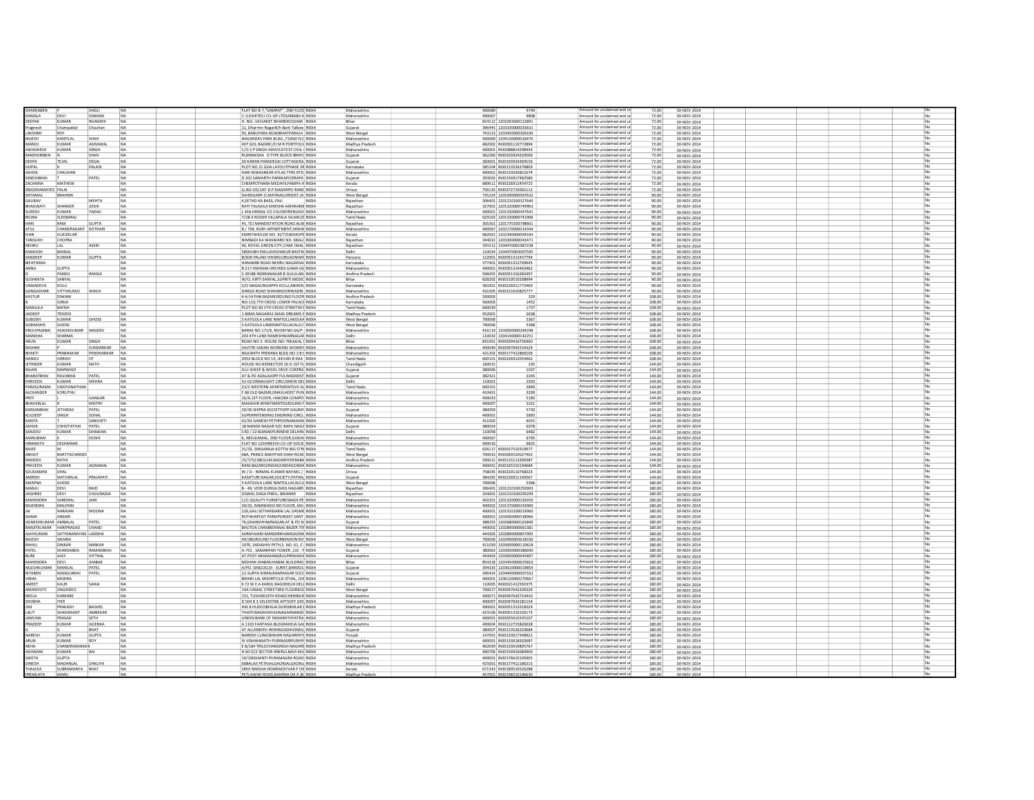| | | | | | | | | | | | | | | | | | | |
|---|---|---|---|---|---|---|---|---|---|---|---|---|---|---|---|---|---|---|
| SHARDABEN | P | DAGLI | NA | | | FLAT NO B-7,"SAMRAT", 2ND FLOO | INDIA | Maharashtra | | 400080 | 9749 | Amount for unclaimed and un | 72.00 | 30-NOV-2014 | | | | No |
| KAMALA | DEVI | DAMANI | NA | | | C-3,KSHITEEJ CO-OP LTDSAIBABA N | INDIA | Maharashtra | | 400067 | 9808 | Amount for unclaimed and un | 72.00 | 30-NOV-2014 | | | | No |
| DEEPAK | KUMAR | RGANDHI | NA | | | H. NO:-141SAKET BIHARDEOGHAR | INDIA | Bihar | | 814112 | 1201092600122891 | Amount for unclaimed and un | 72.00 | 30-NOV-2014 | | | | No |
| Pragnesh | Champaklal | Chauhan | NA | | | 11, Dharmin NagarB/h Barti Talkies | INDIA | Gujarat | | 396445 | 1203330000033631 | Amount for unclaimed and un | 72.00 | 30-NOV-2014 | | | | No |
| LAKSHMI | ROY | | NA | | | 95, BABUPARA ROADBHATPARA24 | INDIA | West Bengal | | 743123 | 1203450000300100 | Amount for unclaimed and un | 72.00 | 30-NOV-2014 | | | | No |
| RAJESH | KANTILAL | SHAH | NA | | | NAGARDAS PARK BLDG.,71,2ND FLC | INDIA | Maharashtra | | 400069 | 1204130000016470 | Amount for unclaimed and un | 72.00 | 30-NOV-2014 | | | | No |
| MANOJ | KUMAR | AGRAWAL | NA | | | 407 GOL BAZARC/O M R PORTFOLI | INDIA | Madhya Pradesh | | 482002 | IN30001110772894 | Amount for unclaimed and un | 72.00 | 30-NOV-2014 | | | | No |
| AWADHESH | KUMAR | SINGH | NA | | | C/O S P SINGH ADVOCATE37 CIVIL | INDIA | Maharashtra | | 400001 | IN30088814298443 | Amount for unclaimed and un | 72.00 | 30-NOV-2014 | | | | No |
| MADHURIBEN | N | SHAH | NA | | | RUDRAKSHA D TYPE BLOCK BRAYC | INDIA | Gujarat | | 362266 | IN30103924220569 | Amount for unclaimed and un | 72.00 | 30-NOV-2014 | | | | No |
| DEEPA | TEJAS | DESAI | NA | | | 30 KARAN PARADESAI COTTAGERA | INDIA | Gujarat | | 360001 | IN30103924369156 | Amount for unclaimed and un | 72.00 | 30-NOV-2014 | | | | No |
| GOPAL | R | PALADI | NA | | | PLOT NO 21 GOA LAYOUTPHASE 3R | INDIA | Karnataka | | 585104 | IN30113526276809 | Amount for unclaimed and un | 72.00 | 30-NOV-2014 | | | | No |
| ASHOK | CHAUHAN | | NA | | | HARI NIWASNEAR ATLAS TYRE RTD | INDIA | Maharashtra | | 400001 | IN30133020821674 | Amount for unclaimed and un | 72.00 | 30-NOV-2014 | | | | No |
| DINESHBHAI | T | PATEL | NA | | | D 202 SAMARTH PARKKAPODRAPA | INDIA | Gujarat | | 393002 | IN30154917482580 | Amount for unclaimed and un | 72.00 | 30-NOV-2014 | | | | No |
| ZACHARIA | MATHEW | | NA | | | CHEMPOTHARA MEDAYILPAMPA H | INDIA | Kerala | | 689611 | IN30226912454725 | Amount for unclaimed and un | 72.00 | 30-NOV-2014 | | | | No |
| SNIGDHAMAYEE | PALAI | | NA | | | Q.NO-D3/1AT-D.P.NAGARPO-RANC | INDIA | Orissa | | 756135 | IN30372710001112 | Amount for unclaimed and un | 72.00 | 30-NOV-2014 | | | | No |
| SHYAMAL | BRAHMA | | NA | | | SAHIDGARP.O.MAYNAGURIDIST.JA | INDIA | West Bengal | | 735224 | 1201090000567632 | Amount for unclaimed and un | 90.00 | 30-NOV-2014 | | | | No |
| GAURAV | | MEHTA | NA | | | 4,SETHO KA BASS,,PALI | INDIA | Rajasthan | | 306401 | 1201210100327640 | Amount for unclaimed and un | 90.00 | 30-NOV-2014 | | | | No |
| BHAGWATI | SHANKER | JOSHI | NA | | | RATI TALAULA SHIKSHA ADHIKARIE | INDIA | Rajasthan | | 327001 | 1201320000749963 | Amount for unclaimed and un | 90.00 | 30-NOV-2014 | | | | No |
| SURESH | KUMAR | YADAV | NA | | | L 418 HINDAL CO COLONYRENUKO | INDIA | Maharashtra | | 400001 | 1201330000447641 | Amount for unclaimed and un | 90.00 | 30-NOV-2014 | | | | No |
| ROJNA | SLEEBARAJ | | NA | | | 7/28 A ROGER VILLAPALA VILAIKUZ | INDIA | Tamil Nadu | | 629163 | 1201330000741906 | Amount for unclaimed and un | 90.00 | 30-NOV-2014 | | | | No |
| HARI | RAM | GUPTA | NA | | | 45, TEJ MANDISTATION ROAD.ALW | INDIA | Rajasthan | | 301001 | 1201770100798601 | Amount for unclaimed and un | 90.00 | 30-NOV-2014 | | | | No |
| ATUL | CHANDRAKANT | KOTHARI | NA | | | B / 704, RUBY APPARTMENT,MAHA | INDIA | Maharashtra | | 400067 | 1202370000014344 | Amount for unclaimed and un | 90.00 | 30-NOV-2014 | | | | No |
| IVAN | GUEIZELAR | | NA | | | EMRITAHOUSE NO. XI/721BISHOPS | INDIA | Kerala | | 682001 | 1202390000004164 | Amount for unclaimed and un | 90.00 | 30-NOV-2014 | | | | No |
| TANSUKH | CHOPRA | | NA | | | NIMBADI KA WASWARD NO. 6BALC | INDIA | Rajasthan | | 344022 | 1203300000043471 | Amount for unclaimed and un | 90.00 | 30-NOV-2014 | | | | No |
| NEHRU | LAL | ASERI | NA | | | 46, ROYAL GREEN CITY,CHAK JWAL | INDIA | Rajasthan | | 335512 | 1204470001987238 | Amount for unclaimed and un | 90.00 | 30-NOV-2014 | | | | No |
| KAMLESH | BANSAL | | NA | | | 58SHUBH ENCLAVESHAKUR BASTIN | INDIA | Delhi | | 110034 | 1204470003007595 | Amount for unclaimed and un | 90.00 | 30-NOV-2014 | | | | No |
| SANDEEP | KUMAR | GUPTA | NA | | | B/839 PALAM VIHARGURGAONHAR | INDIA | Haryana | | 122001 | IN30051312437794 | Amount for unclaimed and un | 90.00 | 30-NOV-2014 | | | | No |
| BIFATHIMA | | | NA | | | HANAMBI ROAD NEHRU NAGARSAI | INDIA | Karnataka | | 577401 | IN30051312709045 | Amount for unclaimed and un | 90.00 | 30-NOV-2014 | | | | No |
| ANNU | GUPTA | | NA | | | B 217 ASHIANA ORCHIDS GAMA IG | INDIA | Maharashtra | | 400001 | IN30051314403462 | Amount for unclaimed and un | 90.00 | 30-NOV-2014 | | | | No |
| D | PANDU | RANGA | NA | | | S 20188 INDIRANAGAR B GUJULAR | INDIA | Andhra Pradesh | | 506055 | IN30051316282497 | Amount for unclaimed and un | 90.00 | 30-NOV-2014 | | | | No |
| SUSHMITA | SANYAL | | NA | | | W/O, KIRTI SANYAL,SUPRITI MEDIC | INDIA | Bihar | | 828202 | IN30210510208994 | Amount for unclaimed and un | 90.00 | 30-NOV-2014 | | | | No |
| VAMADEVA | KOLLI | | NA | | | S/O NAGALINGAPPA KOLLI,ABHISH | INDIA | Karnataka | | 581301 | IN30226911775469 | Amount for unclaimed and un | 90.00 | 30-NOV-2014 | | | | No |
| GANGADHAR | VITTHALRAO | WAGH | NA | | | DARGA ROAD SHAHANOORWADIR | INDIA | Maharashtra | | 431005 | IN30311610825777 | Amount for unclaimed and un | 90.00 | 30-NOV-2014 | | | | No |
| KASTUR | DIWANI | | NA | | | 4-6-54 PAN BAZARGROUND FLOOR | INDIA | Andhra Pradesh | | 500003 | 329 | Amount for unclaimed and un | 108.00 | 30-NOV-2014 | | | | No |
| B | GIRIJA | | NA | | | NO:110,7TH CROSS LOWER PALACE | INDIA | Karnataka | | 560003 | 1452 | Amount for unclaimed and un | 108.00 | 30-NOV-2014 | | | | No |
| MANJULA | BAFNA | | NA | | | PLOT NO 83 VTH CROSS STREETM K | INDIA | Tamil Nadu | | 600039 | 1737 | Amount for unclaimed and un | 108.00 | 30-NOV-2014 | | | | No |
| JAIDEEP | TRIVEDI | | NA | | | 1-BIMA NAGAR41 MASS DREAMS F | INDIA | Madhya Pradesh | | 452001 | 2638 | Amount for unclaimed and un | 108.00 | 30-NOV-2014 | | | | No |
| SUBODH | KUMAR | GHOSE | NA | | | 5 KATGOLA LANE NIMTOLLAKOLKA | INDIA | West Bengal | | 700006 | 5367 | Amount for unclaimed and un | 108.00 | 30-NOV-2014 | | | | No |
| SUBHASHIS | GHOSE | | NA | | | 5 KATGOLA LANENIMTOLLACALCU | INDIA | West Bengal | | 700006 | 5368 | Amount for unclaimed and un | 108.00 | 30-NOV-2014 | | | | No |
| DROUPADIBAI | ASHOKKUMAR | NAGDEV | NA | | | BARAK NO 171/6, ROOM NO 6A/P- | INDIA | Maharashtra | | 416119 | 1202000000294298 | Amount for unclaimed and un | 108.00 | 30-NOV-2014 | | | | No |
| MANISHA | SHARMA | | NA | | | 203 4TH LANE RAMESHWARNAGAR | INDIA | Delhi | | 110033 | 1304140000142251 | Amount for unclaimed and un | 108.00 | 30-NOV-2014 | | | | No |
| ARUN | KUMAR | SINGH | NA | | | ROAD NO-3 HOUSE-NO-7EKAGAL E | INDIA | Bihar | | 831001 | IN30039416756460 | Amount for unclaimed and un | 108.00 | 30-NOV-2014 | | | | No |
| RASHMI | P | SUNDARKAR | NA | | | SAVITRI SADAN WORKING WOMEN | INDIA | Maharashtra | | 400049 | IN30047642534324 | Amount for unclaimed and un | 108.00 | 30-NOV-2014 | | | | No |
| BHAKTI | PRABHAKAR | PENDHARKAR | NA | | | NILKANTH PRERANA BLDG NO 3 B C | INDIA | Maharashtra | | 421202 | IN30177412860106 | Amount for unclaimed and un | 108.00 | 30-NOV-2014 | | | | No |
| NANDU | HARISH | CP | NA | | | 3053 BLOCK NO 14, JEEVAN B IMA | INDIA | Tamil Nadu | | 600101 | IN30226912054462 | Amount for unclaimed and un | 108.00 | 30-NOV-2014 | | | | No |
| JETINDER | KUMAR | NATH | NA | | | HOUSE NO 839SECTOR 16-D 1ST FL | INDIA | Chandigarh | | 160015 | 235 | Amount for unclaimed and un | 144.00 | 30-NOV-2014 | | | | No |
| RAJAN | MARWADI | | NA | | | GUJ SHEEP & WOOL DEVE CORPN5 | INDIA | Gujarat | | 380006 | 1037 | Amount for unclaimed and un | 144.00 | 30-NOV-2014 | | | | No |
| BHARATBHAI | RAVJIBHAI | PATEL | NA | | | AT & PO ADALAJOPP FULWADIDIST | INDIA | Gujarat | | 382421 | 2245 | Amount for unclaimed and un | 144.00 | 30-NOV-2014 | | | | No |
| PARVEEN | KUMAR | MEHRA | NA | | | 52-GCONNAUGHT CIRCUSNEW DEL | INDIA | Delhi | | 110001 | 2503 | Amount for unclaimed and un | 144.00 | 30-NOV-2014 | | | | No |
| PARASURAMA | VAIDYANATHAN | | NA | | | 23/2 WESTERN APARTMENTSVII AV | INDIA | Tamil Nadu | | 600101 | 2849 | Amount for unclaimed and un | 144.00 | 30-NOV-2014 | | | | No |
| ALEXANDER | KORUTHU | | NA | | | F 68 OLD BAZARLONAVLADIST PUN | INDIA | Maharashtra | | 410401 | 3209 | Amount for unclaimed and un | 144.00 | 30-NOV-2014 | | | | No |
| PRITI | L | GANGAR | NA | | | 16/A,1ST FLOOR, HAKOBA COMPO | INDIA | Maharashtra | | 400033 | 5183 | Amount for unclaimed and un | 144.00 | 30-NOV-2014 | | | | No |
| BHAVERLAL | R | MISTRY | NA | | | MAHAVIR APARTMENTSGROUND F | INDIA | Maharashtra | | 400007 | 5321 | Amount for unclaimed and un | 144.00 | 30-NOV-2014 | | | | No |
| KARSANBHAI | JETHIDAS | PATEL | NA | | | 29/30 SHIPRA SOCIETYOPP GAURA | INDIA | Gujarat | | 380059 | 5730 | Amount for unclaimed and un | 144.00 | 30-NOV-2014 | | | | No |
| KULDEEP | SINGH | SOHAL | NA | | | SUPERINTENDING ENGRIIND CIRCL | INDIA | Maharashtra | | 400001 | 5893 | Amount for unclaimed and un | 144.00 | 30-NOV-2014 | | | | No |
| KANTA | T | SANCHETI | NA | | | 42/43 GANESH PETHPOONAMAHA | INDIA | Maharashtra | | 411002 | 6015 | Amount for unclaimed and un | 144.00 | 30-NOV-2014 | | | | No |
| ASHOK | CHHOTATHAI | PATEL | NA | | | 18 NANDA NAGAR SOC BAPU NAGA | INDIA | Gujarat | | 380024 | 6078 | Amount for unclaimed and un | 144.00 | 30-NOV-2014 | | | | No |
| SANJEEV | KUMAR | DHAWAN | NA | | | C4D / 22 BJANAKPURINEW DELHIN | INDIA | Delhi | | 110058 | 6482 | Amount for unclaimed and un | 144.00 | 30-NOV-2014 | | | | No |
| MANUBHAI | K | DOSHI | NA | | | 6, NEELKAMAL, 2ND FLOOR,GOKHA | INDIA | Maharashtra | | 400067 | 6795 | Amount for unclaimed and un | 144.00 | 30-NOV-2014 | | | | No |
| HIRANATH | DESHMANE | | NA | | | FLAT NO 12SHREESH CO-OP SOCIE | INDIA | Maharashtra | | 400016 | 9825 | Amount for unclaimed and un | 144.00 | 30-NOV-2014 | | | | No |
| RAJEE | M | | NA | | | 31/33, SINGARAJA KOTTAI BIG STR | INDIA | Tamil Nadu | | 626117 | IN30017510310977 | Amount for unclaimed and un | 144.00 | 30-NOV-2014 | | | | No |
| ABHIJIT | BHATTACHARJEE | | NA | | | 68A, PRINCE BAKHTIAR SHAH ROAD | INDIA | West Bengal | | 700033 | IN30069310027402 | Amount for unclaimed and un | 144.00 | 30-NOV-2014 | | | | No |
| RAMDEV | RATHI | | NA | | | 15/7/521BEGUM BAZARHYDERABA | INDIA | Andhra Pradesh | | 500012 | IN30125113390387 | Amount for unclaimed and un | 144.00 | 30-NOV-2014 | | | | No |
| PRAVEEN | KUMAR | AGRAWAL | NA | | | RANI BAZARGONDAGONDAGONDA | INDIA | Maharashtra | | 400001 | IN30165310194684 | Amount for unclaimed and un | 144.00 | 30-NOV-2014 | | | | No |
| SOUDAMINI | DHAL | | NA | | | W / O - NIRMAL KUMAR NAYAKC / | INDIA | Orissa | | 758035 | IN30220110768323 | Amount for unclaimed and un | 144.00 | 30-NOV-2014 | | | | No |
| AMRISH | NATVARLAL | PRAJAPATI | NA | | | KASHTURE NAGAR,SOCIETY,PATAN | INDIA | Gujarat | | 384265 | IN30226911140567 | Amount for unclaimed and un | 144.00 | 30-NOV-2014 | | | | No |
| SWAPNA | GHOSE | | NA | | | 5 KATGOLA LANE NIMTOLLACALCU | INDIA | West Bengal | | 700006 | 5366 | Amount for unclaimed and un | 180.00 | 30-NOV-2014 | | | | No |
| MANJU | DEVI | RAID | NA | | | B - 49, VEER DURGA DASS NAGAR | INDIA | Rajasthan | | 306401 | 1201210100250903 | Amount for unclaimed and un | 180.00 | 30-NOV-2014 | | | | No |
| JAISHREE | DEVI | CHOURADIA | NA | | | OSWAL DAGA PIROL..BIKANER | INDIA | Rajasthan | | 334001 | 1201210100295299 | Amount for unclaimed and un | 180.00 | 30-NOV-2014 | | | | No |
| MAHENDRA | SAREMAL | JAIN | NA | | | C/O QUALITY FURNITURESBAZA PE | INDIA | Maharashtra | | 402201 | 1201320000192450 | Amount for unclaimed and un | 180.00 | 30-NOV-2014 | | | | No |
| RAJENDRA | MALPANI | | NA | | | 30/32, RAMWADI2 ND FLOOR,,MU | INDIA | Maharashtra | | 400002 | 1201370000254900 | Amount for unclaimed and un | 180.00 | 30-NOV-2014 | | | | No |
| JAI | NARAJAN | MOONA | NA | | | 226,GALI SETHANSARAI LAL DASME | INDIA | Maharashtra | | 400001 | 1201910100019060 | Amount for unclaimed and un | 180.00 | 30-NOV-2014 | | | | No |
| SAIMA | ANSARI | | NA | | | ROTAHAPOST PARSIPURDIST SANT | INDIA | Maharashtra | | 400001 | 1202060000538966 | Amount for unclaimed and un | 180.00 | 30-NOV-2014 | | | | No |
| JIGNESHKUMAR | AMBALAL | PATEL | NA | | | 76,GHANSHYAMNAGAR,AT & PO.N | INDIA | Gujarat | | 388335 | 1202680000103840 | Amount for unclaimed and un | 180.00 | 30-NOV-2014 | | | | No |
| RANJITKUMAR | HARIPRASAD | CHAND | NA | | | BHUTDA CHAMBERANAJ BAZER ITV | INDIA | Maharashtra | | 440002 | 1202890000681381 | Amount for unclaimed and un | 180.00 | 30-NOV-2014 | | | | No |
| AJAYKUMAR | SATYANARAYAN | LADDHA | NA | | | SARAFAJAIN MANDIRKHAMGAONE | INDIA | Maharashtra | | 444303 | 1202890000857905 | Amount for unclaimed and un | 180.00 | 30-NOV-2014 | | | | No |
| RAJESH | SIKARIA | | NA | | | 49/2BGROUND FLOORBEADON RO | INDIA | West Bengal | | 700006 | 1202990003618330 | Amount for unclaimed and un | 180.00 | 30-NOV-2014 | | | | No |
| RAHUL | DINKAR | NARKAR | NA | | | 1070, SADASHIV PETH,S. NO. 61, C | INDIA | Maharashtra | | 411030 | 1203000000110618 | Amount for unclaimed and un | 180.00 | 30-NOV-2014 | | | | No |
| PATEL | SHARDABEN | RAMANBHAI | NA | | | A-701 , SAMARPAN TOWER ,132 - F | INDIA | Gujarat | | 380061 | 1203000000386690 | Amount for unclaimed and un | 180.00 | 30-NOV-2014 | | | | No |
| BURE | AJAY | VITTHAL | NA | | | AT.POST ARAKHANGRULPIRWASHI | INDIA | Maharashtra | | 444403 | 1203000000645897 | Amount for unclaimed and un | 180.00 | 30-NOV-2014 | | | | No |
| MAHENDRA | DEVI | JHABAK | NA | | | MOHAN JHABAKJHABAK BUILDING | INDIA | Bihar | | 854318 | 1203450000625810 | Amount for unclaimed and un | 180.00 | 30-NOV-2014 | | | | No |
| NILESHKUMAR | MANILAL | PATEL | NA | | | A/PO. SINGOD,DI - SURAT,BARDOLI | INDIA | Gujarat | | 394335 | 1203610000019859 | Amount for unclaimed and un | 180.00 | 30-NOV-2014 | | | | No |
| RITABEN | MANGUBHAI | PATEL | NA | | | 21-SURYA KIRAN,RAMNAGAR SOCI | INDIA | Gujarat | | 396424 | 1204400000007162 | Amount for unclaimed and un | 180.00 | 30-NOV-2014 | | | | No |
| VIBHA | MISHRA | | NA | | | BIHARI LAL MISHRTULSI STHAL, CH | INDIA | Maharashtra | | 400001 | 1206120000270667 | Amount for unclaimed and un | 180.00 | 30-NOV-2014 | | | | No |
| AMEET | KAUR | SAHAI | NA | | | 6 72 W E A KAROL BAGHDELHI DEL | INDIA | Delhi | | 110005 | IN30021412591975 | Amount for unclaimed and un | 180.00 | 30-NOV-2014 | | | | No |
| AMARJYOTI | SINGHDEO | | NA | | | 14A CAMAC STREET3RD FLOORKOI | INDIA | West Bengal | | 700017 | IN30047642109326 | Amount for unclaimed and un | 180.00 | 30-NOV-2014 | | | | No |
| NEELA | KARKARE | | NA | | | 151, TUSHAR14TH ROADCHEMBUR | INDIA | Maharashtra | | 400071 | IN30047642724410 | Amount for unclaimed and un | 180.00 | 30-NOV-2014 | | | | No |
| SHOBHA | IYER | | NA | | | D 504 B 3 VELENTINE APTSOFF GEN | INDIA | Maharashtra | | 400097 | IN30047643181154 | Amount for unclaimed and un | 180.00 | 30-NOV-2014 | | | | No |
| OM | PRAKASH | BAGHEL | NA | | | HIG 8 HUDCOBHILAI DURGBHILAI C | INDIA | Madhya Pradesh | | 490001 | IN30051313318329 | Amount for unclaimed and un | 180.00 | 30-NOV-2014 | | | | No |
| LALIT | SHASHIKANT | AMBEKAR | NA | | | THATEWADASHIVAJINAGARNANDE | INDIA | Maharashtra | | 423106 | IN30051316156173 | Amount for unclaimed and un | 180.00 | 30-NOV-2014 | | | | No |
| JAMUNA | PRASAD | SETH | NA | | | UNION BANK OF INDIARATHYATRA | INDIA | Maharashtra | | 400001 | IN30055610245107 | Amount for unclaimed and un | 180.00 | 30-NOV-2014 | | | | No |
| PRADEEP | KUMAR | GOENKA | NA | | | A 1103 FANTASIA BLDGRAHEJA GAI | INDIA | Maharashtra | | 400604 | IN30112715826028 | Amount for unclaimed and un | 180.00 | 30-NOV-2014 | | | | No |
| G | G | BHAT | NA | | | AT ALLANKIPO HERANGADIHONAV | INDIA | Gujarat | | 380007 | IN30113526203684 | Amount for unclaimed and un | 180.00 | 30-NOV-2014 | | | | No |
| NARESH | KUMAR | GUPTA | NA | | | NARESH CLINICBISHAN NAGARPATI | INDIA | Punjab | | 147001 | IN30133017348921 | Amount for unclaimed and un | 180.00 | 30-NOV-2014 | | | | No |
| ARUN | KUMAR | ROY | NA | | | III VISHWANATH PURINASIRPURHY | INDIA | Maharashtra | | 400001 | IN30133018302687 | Amount for unclaimed and un | 180.00 | 30-NOV-2014 | | | | No |
| NEHA | CHANDRAWANSHI | | NA | | | E 8/184 TRILOCHANSINGH NAGARS | INDIA | Madhya Pradesh | | 462039 | IN30133019805767 | Amount for unclaimed and un | 180.00 | 30-NOV-2014 | | | | No |
| ASHWANI | KUMAR | RAI | NA | | | H 60 D/2 SECTOR 4NERULNAVI MU | INDIA | Maharashtra | | 400706 | IN30154916084900 | Amount for unclaimed and un | 180.00 | 30-NOV-2014 | | | | No |
| SWETA | GUPTA | | NA | | | 19/1065HANTI PURAMAGRA ROAD | INDIA | Maharashtra | | 400001 | IN30176610105905 | Amount for unclaimed and un | 180.00 | 30-NOV-2014 | | | | No |
| DINESH | MADANLAL | DAKLIYA | NA | | | 668ALAJI PETHJALGAONJALGAONJ | INDIA | Maharashtra | | 425001 | IN30177412186315 | Amount for unclaimed and un | 180.00 | 30-NOV-2014 | | | | No |
| THALEKA | SUBRAMANYA | BHAT | NA | | | SREE RAKSHA HOMEMOVVAR P OK | INDIA | Kerala | | 671543 | IN30189510526288 | Amount for unclaimed and un | 180.00 | 30-NOV-2014 | | | | No |
| PREMLATA | MARU | | NA | | | PETLAWAD ROAD,BAMNIA (M.P.)B | INDIA | Madhya Pradesh | | 457001 | IN30198310196630 | Amount for unclaimed and un | 180.00 | 30-NOV-2014 | | | | No |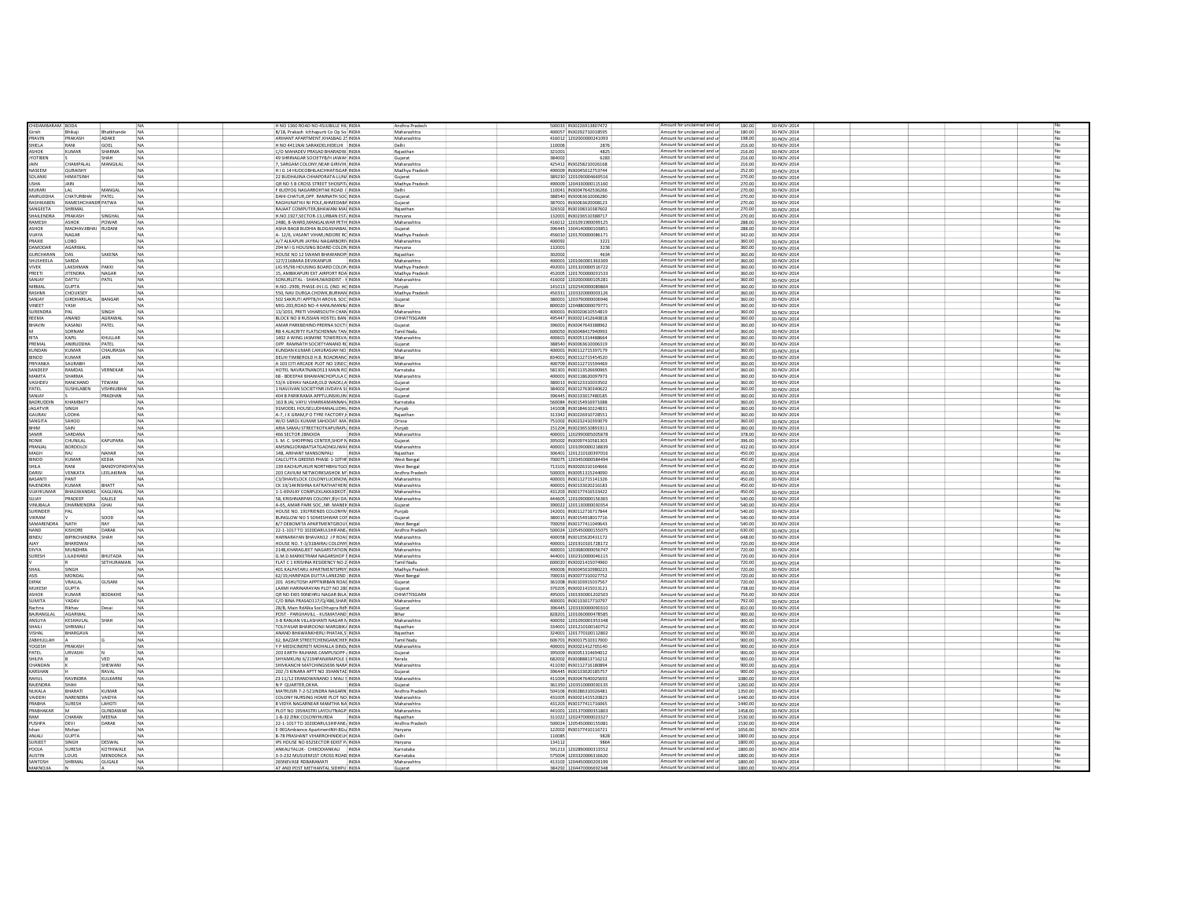| | | | | | | | | | | | | |
|---|---|---|---|---|---|---|---|---|---|---|---|---|
| CHIDAMBARAM | BODA | | NA | H NO 1360 ROAD NO 45(UBILLE HI | INDIA | Andhra Pradesh | 500033 | IN30226911807472 | Amount for unclaimed and ur | 180.00 | 30-NOV-2014 | No |
| Girish | Bhikaji | Bhatkhande | NA | B/18, Prakash Ichhapurti Co Op So | INDIA | Maharashtra | 400057 | IN30292710018595 | Amount for unclaimed and ur | 180.00 | 30-NOV-2014 | No |
| PRAVIN | PRAKASH | ADAKE | NA | ARIHANT APARTMENT,KHASBAG 2 | INDIA | Maharashtra | 416012 | 1202000000241093 | Amount for unclaimed and ur | 198.00 | 30-NOV-2014 | No |
| SHEILA | RANI | GOEL | NA | H NO 4413NAI SARAKDELHIDELHI | INDIA | Delhi | 110006 | 2876 | Amount for unclaimed and ur | 216.00 | 30-NOV-2014 | No |
| ASHOK | KUMAR | SHARMA | NA | C/O MAHADEV PRASAD BHARADW | INDIA | Rajasthan | 321001 | 4825 | Amount for unclaimed and ur | 216.00 | 30-NOV-2014 | No |
| JYOTIBEN | S | SHAH | NA | 49 SHRINAGAR SOCIETY B/H JAWAH | INDIA | Gujarat | 384002 | 6283 | Amount for unclaimed and ur | 216.00 | 30-NOV-2014 | No |
| JAIN | CHAMPALAL | MANGILAL | NA | 7, SARGAM COLONY,NEAR GIRIVIH | INDIA | Maharashtra | 425412 | IN30158210026168 | Amount for unclaimed and ur | 216.00 | 30-NOV-2014 | No |
| NASEEM | QURAISHY | | NA | H I G 14 HUDCOBHILAICHHATISGAR | INDIA | Madhya Pradesh | 490009 | IN30045012753744 | Amount for unclaimed and ur | 252.00 | 30-NOV-2014 | No |
| SOLANKI | HIMATSINH | | NA | 22 BUDHAJINA CHHAPORATA-LUNA | INDIA | Gujarat | 389230 | 1201090004669516 | Amount for unclaimed and ur | 270.00 | 30-NOV-2014 | No |
| USHA | JAIN | | NA | QR NO 5 B CROSS STREET SHOSPIT | INDIA | Madhya Pradesh | 490009 | 1204330000115160 | Amount for unclaimed and ur | 270.00 | 30-NOV-2014 | No |
| MURARI | LAL | MANGAL | NA | F 6UDYOG NAGARROHTAK ROAD | INDIA | Delhi | 110041 | IN30047642536266 | Amount for unclaimed and ur | 270.00 | 30-NOV-2014 | No |
| ANIRUDDHA | CHATURBHAI | PATEL | NA | DAHI-CHATUR,OPP. RAMNATH SOC | INDIA | Gujarat | 388540 | IN30063610006280 | Amount for unclaimed and ur | 270.00 | 30-NOV-2014 | No |
| RASHIKABEN | RAMESHCHANDR | PATWA | NA | RAGHUNATHJI NI POLE,AHMEDABA | INDIA | Gujarat | 387001 | IN30063620008123 | Amount for unclaimed and ur | 270.00 | 30-NOV-2014 | No |
| SANGEETA | SHRIMAL | | NA | RAJAAT COMPUTER,BHAWANI MA | INDIA | Rajasthan | 326502 | IN30198310387602 | Amount for unclaimed and ur | 270.00 | 30-NOV-2014 | No |
| SHAILENDRA | PRAKASH | SINGHAL | NA | H.NO.1927,SECTOR-13,URBAN EST | INDIA | Haryana | 132001 | IN30236510388717 | Amount for unclaimed and ur | 270.00 | 30-NOV-2014 | No |
| RAMESH | ASHOK | POWAR | NA | 2480, B-WARD,MANGALWAR PETH | INDIA | Maharashtra | 416012 | 1201091900099125 | Amount for unclaimed and ur | 288.00 | 30-NOV-2014 | No |
| ASHOK | MADHAVJIBHAI | RUDANI | NA | ASHA BAGB BUDHIA BLDGASHABAL | INDIA | Gujarat | 396445 | 1304140000100851 | Amount for unclaimed and ur | 288.00 | 30-NOV-2014 | No |
| VIJAYA | NAGAR | | NA | A- 12/6, VASANT VIHAR,INDORE RC | INDIA | Madhya Pradesh | 456010 | 1201700000086171 | Amount for unclaimed and ur | 342.00 | 30-NOV-2014 | No |
| PRAXIE | LOBO | | NA | A/7 ALKAPURI-JAYRAJ NAGARBORI | INDIA | Maharashtra | 400092 | 3221 | Amount for unclaimed and ur | 360.00 | 30-NOV-2014 | No |
| DAMODAR | AGARWAL | | NA | 294 M I G HOUSING BOARD COLON | INDIA | Haryana | 132001 | 3236 | Amount for unclaimed and ur | 360.00 | 30-NOV-2014 | No |
| GURCHARAN | DAS | SAXENA | NA | HOUSE NO 12 SWAMI BHAWANOP | INDIA | Rajasthan | 302002 | 4634 | Amount for unclaimed and ur | 360.00 | 30-NOV-2014 | No |
| SHUSHEELA | SARDA | | NA | 127/216BARA DEVIKANPUR | INDIA | Maharashtra | 400001 | 1201060001363309 | Amount for unclaimed and ur | 360.00 | 30-NOV-2014 | No |
| VIVEK | LAKSHMAN | PAKKI | NA | LIG 95/96 HOUSING BOARD COLON | INDIA | Madhya Pradesh | 492001 | 1201320000516722 | Amount for unclaimed and ur | 360.00 | 30-NOV-2014 | No |
| PREETI | JITENDRA | NAGAR | NA | 15, AMBIKAPURI EXT.AIRPORT RDA | INDIA | Madhya Pradesh | 452005 | 1201700000031533 | Amount for unclaimed and ur | 360.00 | 30-NOV-2014 | No |
| SANJAY | DATTU | PATIL | NA | SONURLETAL - SHAHUWADIDIST - K | INDIA | Maharashtra | 416002 | 1202000000105281 | Amount for unclaimed and ur | 360.00 | 30-NOV-2014 | No |
| NIRMAL | GUPTA | | NA | H.NO.-2999, PHASE-IH.I.G. (IND. HC | INDIA | Punjab | 141013 | 1202540000089804 | Amount for unclaimed and ur | 360.00 | 30-NOV-2014 | No |
| RASHMI | CHOUKSEY | | NA | 550, NAV DURGA CHOWK,BURHAN | INDIA | Madhya Pradesh | 450331 | 1203320000009126 | Amount for unclaimed and ur | 360.00 | 30-NOV-2014 | No |
| SANJAY | GIRDHARILAL | BANGAR | NA | 502 SAKRUTI APPTB/H ARDVIL SOC | INDIA | Gujarat | 380001 | 1203790000006946 | Amount for unclaimed and ur | 360.00 | 30-NOV-2014 | No |
| VINEET | YASH | | NA | MIG-203,ROAD NO-4 HANUMANN | INDIA | Bihar | 800020 | 1204880000079771 | Amount for unclaimed and ur | 360.00 | 30-NOV-2014 | No |
| SURENDRA | PAL | SINGH | NA | 13/1033, PREETI VIHARSOUTH CHAN | INDIA | Maharashtra | 400001 | IN30002610554819 | Amount for unclaimed and ur | 360.00 | 30-NOV-2014 | No |
| REEMA | ANAND | AGRAWAL | NA | BLOCK NO 8 RUSSIAN HOSTEL BAN | INDIA | CHHATTISGARH | 495447 | IN30021412640818 | Amount for unclaimed and ur | 360.00 | 30-NOV-2014 | No |
| BHAVIN | KASANJI | PATEL | NA | AMAR PARKBEHIND PRERNA SOCTI | INDIA | Gujarat | 396001 | IN30047643388962 | Amount for unclaimed and ur | 360.00 | 30-NOV-2014 | No |
| M | SORNAM | | NA | RB 4 ALACRITY FLATSCHENNAI TAN | INDIA | Tamil Nadu | 600050 | IN30048417940993 | Amount for unclaimed and ur | 360.00 | 30-NOV-2014 | No |
| RITA | KAPIL | KHULLAR | NA | 1402 A WING JASMINE TOWERSVA | INDIA | Maharashtra | 400601 | IN30051314488664 | Amount for unclaimed and ur | 360.00 | 30-NOV-2014 | No |
| PREMAL | ANIRUDDHA | PATEL | NA | OPP. RAMNATH SOCIETYANAND RO | INDIA | Gujarat | 388540 | IN30063610006319 | Amount for unclaimed and ur | 360.00 | 30-NOV-2014 | No |
| KUNDAN | KUMAR | CHAURASIA | NA | KUNDAN KUMAR CAHURASIAH NO | INDIA | Maharashtra | 400001 | IN30112715397179 | Amount for unclaimed and ur | 360.00 | 30-NOV-2014 | No |
| BINOD | KUMAR | JAIN | NA | DELHI TIMBEROLD H.B. ROADRANC | INDIA | Bihar | 834001 | IN30112715454520 | Amount for unclaimed and ur | 360.00 | 30-NOV-2014 | No |
| PRIYANKA | SAURABH | | NA | A 103 CITI ARCADE PLOT NO 19SEC | INDIA | Maharashtra | 400709 | IN30112715594469 | Amount for unclaimed and ur | 360.00 | 30-NOV-2014 | No |
| SANDEEP | RAMDAS | VERNEKAR | NA | HOTEL NAVRATNANO513 MAIN RO | INDIA | Karnataka | 581301 | IN30113526690965 | Amount for unclaimed and ur | 360.00 | 30-NOV-2014 | No |
| MAMTA | SHARMA | | NA | 68 - BDEEPAK BHAWANCHOPULA C | INDIA | Maharashtra | 400001 | IN30118620097973 | Amount for unclaimed and ur | 360.00 | 30-NOV-2014 | No |
| VASHDEV | RANCHAND | TEWANI | NA | 53/A UDHAV NAGAR,OLD WADELA | INDIA | Gujarat | 380013 | IN30123310003502 | Amount for unclaimed and ur | 360.00 | 30-NOV-2014 | No |
| PATEL | SUSHILABEN | VISHNUBHAI | NA | 1 NAVJIVAN SOCIETYNR JIVDAYA SI | INDIA | Gujarat | 384002 | IN30127630340622 | Amount for unclaimed and ur | 360.00 | 30-NOV-2014 | No |
| SANJAY | S | PRADHAN | NA | 404 B PARIKRAMA APPTLUNSIKUIN | INDIA | Gujarat | 396445 | IN30133017400185 | Amount for unclaimed and ur | 360.00 | 30-NOV-2014 | No |
| BADRUDDIN | KHAMBATY | | NA | 163 B JAL VAYU VIHARKAMMANAHA | INDIA | Karnataka | 560084 | IN30154916971088 | Amount for unclaimed and ur | 360.00 | 30-NOV-2014 | No |
| JAGATVIR | SINGH | | NA | 91MODEL HOUSELUDHIANALUDHI | INDIA | Punjab | 141008 | IN30184610224831 | Amount for unclaimed and ur | 360.00 | 30-NOV-2014 | No |
| GAURAV | LODHA | | NA | A-7, J K GRAM,P O TYRE FACTORY,K | INDIA | Rajasthan | 313342 | IN30226910728551 | Amount for unclaimed and ur | 360.00 | 30-NOV-2014 | No |
| SANGITA | SAHOO | | NA | W/O SAROJ KUMAR SAHOOAT-MA | INDIA | Orissa | 751002 | IN30232410393079 | Amount for unclaimed and ur | 360.00 | 30-NOV-2014 | No |
| BHIM | SAIN | | NA | ARIA SAMAJ STREETKOTKAPURAPL | INDIA | Punjab | 151204 | IN30236510891911 | Amount for unclaimed and ur | 360.00 | 30-NOV-2014 | No |
| SAMIR | SARDANA | | NA | 466 SECTOR 28NOIDA | INDIA | Maharashtra | 400001 | 1202990005005878 | Amount for unclaimed and ur | 378.00 | 30-NOV-2014 | No |
| RONIK | CHUNILAL | KAPUPARA | NA | S. M. C. SHOPPING CENTER,SHOP N | INDIA | Gujarat | 395002 | IN30097410581303 | Amount for unclaimed and ur | 396.00 | 30-NOV-2014 | No |
| PRANJAL | BORDOLOI | | NA | AMSINGJORABATSATGAONGUWA | INDIA | Maharashtra | 400001 | 1201090000218839 | Amount for unclaimed and ur | 432.00 | 30-NOV-2014 | No |
| MAGH | RAJ | NAHAR | NA | 148, ARIHANT MANSONPALI | INDIA | Rajasthan | 306401 | 1201210100397016 | Amount for unclaimed and ur | 450.00 | 30-NOV-2014 | No |
| BINOD | KUMAR | KEDIA | NA | CALCUTTA GREENS PHASE-1 10THI | INDIA | West Bengal | 700075 | 1203450000584494 | Amount for unclaimed and ur | 450.00 | 30-NOV-2014 | No |
| SHILA | RANI | BANDYOPADHYA | NA | 139 KACHUPUKUR NORTHBHUTGO | INDIA | West Bengal | 713101 | IN30026310104666 | Amount for unclaimed and ur | 450.00 | 30-NOV-2014 | No |
| DARISI | VENKATA | LEELAKIRAN | NA | 203 CAVIUM NETWORKSASHOK NI | INDIA | Andhra Pradesh | 500003 | IN30051315244030 | Amount for unclaimed and ur | 450.00 | 30-NOV-2014 | No |
| BASANTI | PANT | | NA | C3/3HAVELOCK COLONYLUCKNOW | INDIA | Maharashtra | 400001 | IN30112715141326 | Amount for unclaimed and ur | 450.00 | 30-NOV-2014 | No |
| RAJENDRA | KUMAR | BHATT | NA | CK 19/14KRISHNA KATRATHATHERI | INDIA | Maharashtra | 400001 | IN30133020216183 | Amount for unclaimed and ur | 450.00 | 30-NOV-2014 | No |
| VIJAYKUMAR | BHAGWANDAS | KAGLIWAL | NA | 1-1-69VIJAY COMPLEXLAKKADKOT | INDIA | Maharashtra | 431203 | IN30177416533422 | Amount for unclaimed and ur | 450.00 | 30-NOV-2014 | No |
| SUJAY | PRADEEP | KALELE | NA | 58, KRISHNARPAN COLONY,B/H DA | INDIA | Maharashtra | 444605 | 1201090000156365 | Amount for unclaimed and ur | 540.00 | 30-NOV-2014 | No |
| VINUBALA | DHARMENDRA | GHAI | NA | A-65, AMAR PARK SOC.,NR. MANEK | INDIA | Gujarat | 390022 | 1201130000030354 | Amount for unclaimed and ur | 540.00 | 30-NOV-2014 | No |
| SURINDER | PAL | | NA | HOUSE NO. 191FRIENDS COLONYN | INDIA | Punjab | 142001 | IN30112716717844 | Amount for unclaimed and ur | 540.00 | 30-NOV-2014 | No |
| VIKRAM | V | SOOD | NA | BUNGLOW NO 5 SOMESHWAR CO | INDIA | Gujarat | 380015 | IN30154918017716 | Amount for unclaimed and ur | 540.00 | 30-NOV-2014 | No |
| SAMARENDRA | NATH | RAY | NA | 8/7 DEBOMITA APARTMENTGROUI | INDIA | West Bengal | 700050 | IN30177411049645 | Amount for unclaimed and ur | 540.00 | 30-NOV-2014 | No |
| NAND | KISHORE | DARAK | NA | 22-1-1017 TO 1020DARULSHIFANE | INDIA | Andhra Pradesh | 500024 | 1205450000155075 | Amount for unclaimed and ur | 630.00 | 30-NOV-2014 | No |
| BINDU | BIPINCHANDRA | SHAH | NA | HARNARAYAN BHAVAN12 J P ROAI | INDIA | Maharashtra | 400058 | IN30135620431172 | Amount for unclaimed and ur | 648.00 | 30-NOV-2014 | No |
| AJAY | BHARDWAJ | | NA | HOUSE NO. T-3/318AIRAU COLONY | INDIA | Maharashtra | 400001 | 1201910101728172 | Amount for unclaimed and ur | 720.00 | 30-NOV-2014 | No |
| DIVYA | MUNDHRA | | NA | 2148,KHARAGJEET NAGARSTATION | INDIA | Maharashtra | 400001 | 1203680000056747 | Amount for unclaimed and ur | 720.00 | 30-NOV-2014 | No |
| SURESH | LILADHARJI | BHUTADA | NA | G.M.D.MARKETRAM NAGARSHOP | INDIA | Maharashtra | 444001 | 1302310000046115 | Amount for unclaimed and ur | 720.00 | 30-NOV-2014 | No |
| V | R | SETHURAMAN | NA | FLAT C 1 KRISHNA RESIDENCY NO 2 | INDIA | Tamil Nadu | 600020 | IN30021415074960 | Amount for unclaimed and ur | 720.00 | 30-NOV-2014 | No |
| SHAIL | SINGH | | NA | 401 KALPATARU APARTMENTSPRIY | INDIA | Madhya Pradesh | 490006 | IN30045010980223 | Amount for unclaimed and ur | 720.00 | 30-NOV-2014 | No |
| ASIS | MONDAL | | NA | 62/39,HARIPADA DUTTA LANE2ND | INDIA | West Bengal | 700033 | IN30077310027752 | Amount for unclaimed and ur | 720.00 | 30-NOV-2014 | No |
| DIPAK | VRAJLAL | GUSANI | NA | 201 ASHUTOSH APPTNIRBAN ROAI | INDIA | Gujarat | 361008 | IN30103915037567 | Amount for unclaimed and ur | 720.00 | 30-NOV-2014 | No |
| MUKESH | GUPTA | | NA | LAXMI HARINARAYAN PLOT NO 28 | INDIA | Gujarat | 370205 | IN30021415013121 | Amount for unclaimed and ur | 738.00 | 30-NOV-2014 | No |
| ASHOK | KUMAR | BODAKHE | NA | QR NO EWS 90NEHRU NAGAR BILA | INDIA | CHHATTISGARH | 495001 | 1301930001202503 | Amount for unclaimed and ur | 756.00 | 30-NOV-2014 | No |
| SUMITA | YADAV | | NA | C/O BINA PRASAD117/Q/486,SHAR | INDIA | Maharashtra | 400001 | IN30133017710797 | Amount for unclaimed and ur | 792.00 | 30-NOV-2014 | No |
| Rachna | Rikhav | Desai | NA | 28/B, Main RdAlka SocChhapra Rd | INDIA | Gujarat | 396445 | 1203330000090310 | Amount for unclaimed and ur | 810.00 | 30-NOV-2014 | No |
| BAJRANGLAL | AGARWAL | | NA | POST - PARGHAVILL - KUSMATAND | INDIA | Bihar | 828201 | 1201060000478585 | Amount for unclaimed and ur | 900.00 | 30-NOV-2014 | No |
| ANSUYA | KESHAVLAL | SHAH | NA | 3-B RANJAN VILLASHANTI NAGAR | INDIA | Maharashtra | 400092 | 1201090001955348 | Amount for unclaimed and ur | 900.00 | 30-NOV-2014 | No |
| SHAILI | SHRIMALI | | NA | TOLIYASAR BHAIRODNJI MARGBIK | INDIA | Rajasthan | 334001 | 1201210100160752 | Amount for unclaimed and ur | 900.00 | 30-NOV-2014 | No |
| VISHAL | BHARGAVA | | NA | ANAND BHAWANKHERLI PHATAK,S | INDIA | Rajasthan | 324001 | 1201770100132802 | Amount for unclaimed and ur | 900.00 | 30-NOV-2014 | No |
| ZABIHULLAH | A | G | NA | 62, BAZZAR STREETCHENGAMCHEN | INDIA | Tamil Nadu | 606701 | IN30017510317000 | Amount for unclaimed and ur | 900.00 | 30-NOV-2014 | No |
| YOGESH | PRAKASH | | NA | Y P MEDICINERETI MOHALLA DINDI | INDIA | Maharashtra | 400001 | IN30021412705140 | Amount for unclaimed and ur | 900.00 | 30-NOV-2014 | No |
| PATEL | URVASHI | N | NA | 203 EARTH RAJHANS CAMPUSOPP. | INDIA | Gujarat | 395009 | IN30051314694012 | Amount for unclaimed and ur | 900.00 | 30-NOV-2014 | No |
| SHILPA | B | VED | NA | SHYAMKUNJ 6/2194PANJIRAPOLE | INDIA | Kerala | 682002 | IN30088813716212 | Amount for unclaimed and ur | 900.00 | 30-NOV-2014 | No |
| CHANDAN | K | SHEWANI | NA | SHIVKANCHI MATCHINGS696 NARA | INDIA | Maharashtra | 411030 | IN30112716180894 | Amount for unclaimed and ur | 900.00 | 30-NOV-2014 | No |
| KARSHAN | H | RAVAL | NA | 202 /3 KINARA APTT NO 3SHANTAL | INDIA | Gujarat | 396445 | IN30133020185757 | Amount for unclaimed and ur | 900.00 | 30-NOV-2014 | No |
| RAHUL | RAVINDRA | KULKARNI | NA | Z3 11/12 ERANDWANANO 1 MALI S | INDIA | Maharashtra | 411004 | IN30047640025693 | Amount for unclaimed and ur | 1080.00 | 30-NOV-2014 | No |
| RAJENDRA | SHAH | | NA | N P QUARTER,OKHA. | INDIA | Gujarat | 361350 | 1203510000030135 | Amount for unclaimed and ur | 1260.00 | 30-NOV-2014 | No |
| NUKALA | BHARATI | KUMAR | NA | MATRUSRI 7-2-521INDRA NAGARN | INDIA | Andhra Pradesh | 504106 | IN30286310026481 | Amount for unclaimed and ur | 1350.00 | 30-NOV-2014 | No |
| VAIDEHI | NARENDRA | VAIDYA | NA | COLONY NURSING HOME PLOT NO | INDIA | Maharashtra | 431005 | IN30021415520823 | Amount for unclaimed and ur | 1440.00 | 30-NOV-2014 | No |
| PRABHA | SURESH | LAHOTI | NA | 8 VIDYA NAGARNEAR MAMTHA NA | INDIA | Maharashtra | 431203 | IN30177411716065 | Amount for unclaimed and ur | 1440.00 | 30-NOV-2014 | No |
| PRABHAKAR | M | GUNDAWAR | NA | PLOT NO 19SHASTRI LAYOUTNAGP | INDIA | Maharashtra | 441001 | 1201370000351803 | Amount for unclaimed and ur | 1458.00 | 30-NOV-2014 | No |
| RAM | CHARAN | MEENA | NA | 1-B-32 ZINK COLONYHURDA | INDIA | Rajasthan | 311022 | 1202470000023327 | Amount for unclaimed and ur | 1530.00 | 30-NOV-2014 | No |
| PUSHPA | DEVI | DARAK | NA | 22-1-1017 TO 1020DARULSHIFANE | INDIA | Andhra Pradesh | 500024 | 1205450000155081 | Amount for unclaimed and ur | 1530.00 | 30-NOV-2014 | No |
| Ishan | Mohan | | NA | E-901Ambience ApartmentNH-8Gu | INDIA | Haryana | 122002 | IN30177410116721 | Amount for unclaimed and ur | 1656.00 | 30-NOV-2014 | No |
| ANJALI | GUPTA | | NA | B-78 PRASHANT VIHARROHINIDELH | INDIA | Delhi | 110085 | 9828 | Amount for unclaimed and ur | 1800.00 | 30-NOV-2014 | No |
| SURJEET | SINGH | DESWAL | NA | IPS HOUSE NO 652SECTOR 6DIST P | INDIA | Haryana | 134112 | 9864 | Amount for unclaimed and ur | 1800.00 | 30-NOV-2014 | No |
| POOJA | SURESH | KOTHIWALE | NA | ANKALITALUK- CHIKODIANKALI | INDIA | Karnataka | 591213 | 1202890000333552 | Amount for unclaimed and ur | 1800.00 | 30-NOV-2014 | No |
| AUSTIN | LOUIS | MENDONCA | NA | 3-3-232 MUSUEM1ST CROSS ROAD | INDIA | Karnataka | 575004 | 1203320006316620 | Amount for unclaimed and ur | 1800.00 | 30-NOV-2014 | No |
| SANTOSH | SHRIMAL | GUGALE | NA | 265NEVASE RDBARAMATI | INDIA | Maharashtra | 413102 | 1204450000203199 | Amount for unclaimed and ur | 1800.00 | 30-NOV-2014 | No |
| MAKNOJIA | N | A | NA | AT AND POST METHANTAL SIDHPU | INDIA | Gujarat | 384292 | 1204470006692348 | Amount for unclaimed and ur | 1800.00 | 30-NOV-2014 | No |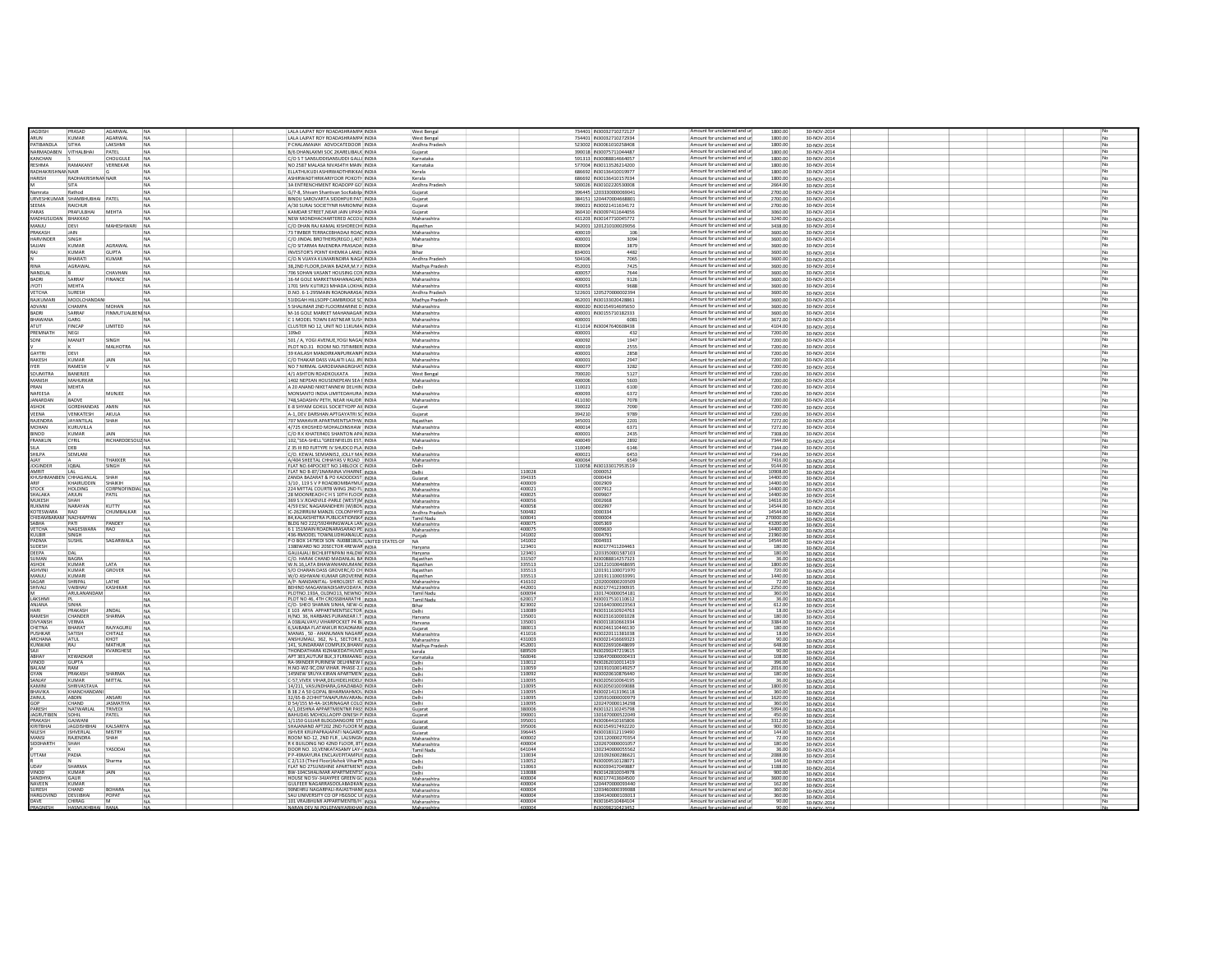| | | | | | | | | | | | | | | | | | | | | | |
|---|---|---|---|---|---|---|---|---|---|---|---|---|---|---|---|---|---|---|---|---|---|
| JAGDISH | PRASAD | AGARWAL | NA | | | LALA LAJPAT ROY ROADASHRAMPA | INDIA | West Bengal | | 734401 | IN30032710272127 | | Amount for unclaimed and ur | 1800.00 | 30-NOV-2014 | | | | | | No |
| ARUN | KUMAR | AGARWAL | NA | | | LALA LAJPAT ROY ROADASHRAMPA | INDIA | West Bengal | | 734401 | IN30032710272934 | | Amount for unclaimed and ur | 1800.00 | 30-NOV-2014 | | | | | | No |
| PATIBANDLA | SITHA | LAKSHMI | NA | | | P CHALAMAIAH ADVOCATEDOOR | INDIA | Andhra Pradesh | | 523002 | IN30061010258408 | | Amount for unclaimed and ur | 1800.00 | 30-NOV-2014 | | | | | | No |
| NARMADABEN | VITHALBHAI | PATEL | NA | | | B/6 DHANLAXMI SOC 2KARELIBAUC | INDIA | Gujarat | | 390018 | IN30075711044487 | | Amount for unclaimed and ur | 1800.00 | 30-NOV-2014 | | | | | | No |
| KANCHAN | S | CHOUGULE | NA | | | C/O S T SANSUDDISANSUDDI GALLI | INDIA | Karnataka | | 591313 | IN30088814464057 | | Amount for unclaimed and ur | 1800.00 | 30-NOV-2014 | | | | | | No |
| RESHMA | RAMAKANT | VERNEKAR | NA | | | NO 2587 MALAVA NIVASATH MAIN | INDIA | Karnataka | | 577004 | IN30113526214200 | | Amount for unclaimed and ur | 1800.00 | 30-NOV-2014 | | | | | | No |
| RADHAKRISHNAN | NAIR | | NA | | | ELLATHUKUDI ASHIRWADTHRIKKA | INDIA | Kerala | | 686692 | IN30136410019977 | | Amount for unclaimed and ur | 1800.00 | 30-NOV-2014 | | | | | | No |
| HARISH | RADHAKRISHNAN | NAIR | NA | | | ASHIRWADTHRIKARIYOOR POKOTH | INDIA | Kerala | | 686692 | IN30136410157034 | | Amount for unclaimed and ur | 1800.00 | 30-NOV-2014 | | | | | | No |
| M | SITA | | NA | | | 3A ENTRENCHMENT ROADOPP GO | INDIA | Andhra Pradesh | | 500026 | IN30102220530008 | | Amount for unclaimed and ur | 2664.00 | 30-NOV-2014 | | | | | | No |
| Namrata | Rathod | | NA | | | G/7-8, Shivam Shantivan SocKabilp | INDIA | Gujarat | | 396445 | 1203330000069041 | | Amount for unclaimed and ur | 2700.00 | 30-NOV-2014 | | | | | | No |
| URVESHKUMAR | SHAMBHUBHAI | PATEL | NA | | | BINDU SAROVARTA SIDDHPUR PAT | INDIA | Gujarat | | 384151 | 1204470004668801 | | Amount for unclaimed and ur | 2700.00 | 30-NOV-2014 | | | | | | No |
| SEEMA | RAICHUR | | NA | | | A/30 SURAJ SOCIETYNR HARIOMNA | INDIA | Gujarat | | 390021 | IN30021411634172 | | Amount for unclaimed and ur | 2700.00 | 30-NOV-2014 | | | | | | No |
| PARAS | PRAFULBHAI | MEHTA | NA | | | KAMDAR STREET,NEAR JAIN UPASH | INDIA | Gujarat | | 360410 | IN30097411644056 | | Amount for unclaimed and ur | 3060.00 | 30-NOV-2014 | | | | | | No |
| MADHUSUDAN | BHAKKAD | | NA | | | NEW MONDHACHARTERED ACCOU | INDIA | Maharashtra | | 431203 | IN30147710045772 | | Amount for unclaimed and ur | 3240.00 | 30-NOV-2014 | | | | | | No |
| MANJU | DEVI | MAHESHWARI | NA | | | C/O DHAN RAJ KAMAL KISHORECH | INDIA | Rajasthan | | 342001 | 1201210100029056 | | Amount for unclaimed and ur | 3438.00 | 30-NOV-2014 | | | | | | No |
| PRAKASH | JAIN | | NA | | | 73 TIMBER TERRACEBHADAJI ROAD | INDIA | Maharashtra | | 400019 | 106 | | Amount for unclaimed and ur | 3600.00 | 30-NOV-2014 | | | | | | No |
| HARVINDER | SINGH | | NA | | | C/O JINDAL BROTHERS(REGD.),407 | INDIA | Maharashtra | | 400001 | 3094 | | Amount for unclaimed and ur | 3600.00 | 30-NOV-2014 | | | | | | No |
| SAJJAN | KUMAR | AGRAWAL | NA | | | C/O SITARMA RAJENDRA PRASADA | INDIA | Bihar | | 800004 | 3879 | | Amount for unclaimed and ur | 3600.00 | 30-NOV-2014 | | | | | | No |
| RAJ | KUMAR | GUPTA | NA | | | INVESTOR'S POINT KHEMKA LANE | INDIA | Bihar | | 834001 | 4482 | | Amount for unclaimed and ur | 3600.00 | 30-NOV-2014 | | | | | | No |
| N | BHARATI | KUMAR | NA | | | C/O,N VIJAYA KUMARINDIRA NAGA | INDIA | Andhra Pradesh | | 504106 | 7065 | | Amount for unclaimed and ur | 3600.00 | 30-NOV-2014 | | | | | | No |
| RINA | AGRAWAL | | NA | | | 38,2ND FLOOR,DAWA BAZAR,M.T.I | INDIA | Madhya Pradesh | | 452001 | 7425 | | Amount for unclaimed and ur | 3600.00 | 30-NOV-2014 | | | | | | No |
| NANDLAL | B | CHAVHAN | NA | | | 706 SOHAN VASANT HOUSING CO | INDIA | Maharashtra | | 400057 | 7644 | | Amount for unclaimed and ur | 3600.00 | 30-NOV-2014 | | | | | | No |
| BADRI | SARRAF | FINANCE | NA | | | 16-M GOLE MARKETMAHANAGARI | INDIA | Maharashtra | | 400001 | 9126 | | Amount for unclaimed and ur | 3600.00 | 30-NOV-2014 | | | | | | No |
| JYOTI | MEHTA | | NA | | | 1701 SHIV KUTIR23 MHADA LOKHA | INDIA | Maharashtra | | 400053 | 9688 | | Amount for unclaimed and ur | 3600.00 | 30-NOV-2014 | | | | | | No |
| VETCHA | SURESH | | NA | | | D.NO. 6-1-295MAIN ROADNARASA | INDIA | Andhra Pradesh | | 522601 | 1205270000002394 | | Amount for unclaimed and ur | 3600.00 | 30-NOV-2014 | | | | | | No |
| RAJKUMARI | MOOLCHANDANI | | NA | | | 51JDGAH HILLSOPP CAMBRIDGE SC | INDIA | Madhya Pradesh | | 462001 | IN30133020428861 | | Amount for unclaimed and ur | 3600.00 | 30-NOV-2014 | | | | | | No |
| ADVANI | CHAMPA | MOHAN | NA | | | 5 SHALIMAR 2ND FLOORMARINE D | INDIA | Maharashtra | | 400020 | IN30154914695650 | | Amount for unclaimed and ur | 3600.00 | 30-NOV-2014 | | | | | | No |
| BADRI | SARRAF | FINMUTUALBENE | NA | | | M-16 GOLE MARKET MAHANAGAR | INDIA | Maharashtra | | 400001 | IN30155710182331 | | Amount for unclaimed and ur | 3600.00 | 30-NOV-2014 | | | | | | No |
| BHAWANA | GARG | | NA | | | C 1 MODEL TOWN EASTNEAR SUSH | INDIA | Maharashtra | | 400001 | 6081 | | Amount for unclaimed and ur | 3672.00 | 30-NOV-2014 | | | | | | No |
| ATUT | FINCAP | LIMITED | NA | | | CLUSTER NO 12, UNIT NO 11KUMA | INDIA | Maharashtra | | 411014 | IN30047640608438 | | Amount for unclaimed and ur | 4104.00 | 30-NOV-2014 | | | | | | No |
| PREMNATH | NEGI | | NA | | | 109b0 | INDIA | Maharashtra | | 400001 | 432 | | Amount for unclaimed and ur | 7200.00 | 30-NOV-2014 | | | | | | No |
| SONI | MANJIT | SINGH | NA | | | 501 / A, YOGI AVENUE,YOGI NAGA | INDIA | Maharashtra | | 400092 | 1947 | | Amount for unclaimed and ur | 7200.00 | 30-NOV-2014 | | | | | | No |
| V | K | MALHOTRA | NA | | | PLOT NO.31 ROOM NO.7STIMBER | INDIA | Maharashtra | | 400019 | 2555 | | Amount for unclaimed and ur | 7200.00 | 30-NOV-2014 | | | | | | No |
| GAYTRI | DEVI | | NA | | | 39 KAILASH MANDIRKANPURKANP | INDIA | Maharashtra | | 400001 | 2858 | | Amount for unclaimed and ur | 7200.00 | 30-NOV-2014 | | | | | | No |
| RAKESH | KUMAR | JAIN | NA | | | C/O THAKAR DASS VALAITI LALL JR | INDIA | Maharashtra | | 400001 | 2947 | | Amount for unclaimed and ur | 7200.00 | 30-NOV-2014 | | | | | | No |
| IYER | RAMESH | V | NA | | | NO 7 NIRMAL GARODIANAGRGHAT | INDIA | Maharashtra | | 400077 | 3282 | | Amount for unclaimed and ur | 7200.00 | 30-NOV-2014 | | | | | | No |
| SOUMITRA | BANERJEE | | NA | | | 4/1 ASHTON ROADKOLKATA | INDIA | West Bengal | | 700020 | 5127 | | Amount for unclaimed and ur | 7200.00 | 30-NOV-2014 | | | | | | No |
| MANISH | MAHURKAR | | NA | | | 1402 NEPEAN HOUSENEPEAN SEA I | INDIA | Maharashtra | | 400006 | 5603 | | Amount for unclaimed and ur | 7200.00 | 30-NOV-2014 | | | | | | No |
| PRAN | MEHTA | | NA | | | A 20 ANAND NIKETANNEW DELHIN | INDIA | Delhi | | 110021 | 6100 | | Amount for unclaimed and ur | 7200.00 | 30-NOV-2014 | | | | | | No |
| NAFEESA | A | MUNJEE | NA | | | MONSANTO INDIA LIMITEDAHURA | INDIA | Maharashtra | | 400093 | 6372 | | Amount for unclaimed and ur | 7200.00 | 30-NOV-2014 | | | | | | No |
| JANARDAN | BADVE | | NA | | | 748,SADASHIV PETH, NEAR HAUDR | INDIA | Maharashtra | | 411030 | 7078 | | Amount for unclaimed and ur | 7200.00 | 30-NOV-2014 | | | | | | No |
| ASHOK | GORDHANDAS | AMIN | NA | | | E-8 SHYAM GOKUL SOCIETYOPP AI | INDIA | Gujarat | | 390022 | 7090 | | Amount for unclaimed and ur | 7200.00 | 30-NOV-2014 | | | | | | No |
| VEENA | VENKATESH | AKULA | NA | | | A-1, DEV DARSHAN APTGAYATRI SC | INDIA | Gujarat | | 394210 | 9789 | | Amount for unclaimed and ur | 7200.00 | 30-NOV-2014 | | | | | | No |
| RAJENDRA | JAYANTILAL | SHAH | NA | | | 707 MAHAVIR APARTMENTSATHW | INDIA | Rajasthan | | 345001 | 2201 | | Amount for unclaimed and ur | 7272.00 | 30-NOV-2014 | | | | | | No |
| MOHAN | KURUVILLA | | NA | | | 4/725 KHOSHED MOHALDINSHAW | INDIA | Maharashtra | | 400014 | 6371 | | Amount for unclaimed and ur | 7272.00 | 30-NOV-2014 | | | | | | No |
| BINOD | KUMAR | JAIN | NA | | | C/O R K KHATERI401 SHANTON APA | INDIA | Maharashtra | | 400001 | 2435 | | Amount for unclaimed and ur | 7308.00 | 30-NOV-2014 | | | | | | No |
| FRANKLIN | CYRIL | RICHARDESOUZA | NA | | | 102,"SEA-SHELL"GREENFIELDS EST, | INDIA | Maharashtra | | 400049 | 2892 | | Amount for unclaimed and ur | 7344.00 | 30-NOV-2014 | | | | | | No |
| SILA | DEB | | NA | | | Z 35 III RD FLRTYPE IV SHUDCO PLA | INDIA | Delhi | | 110049 | 6146 | | Amount for unclaimed and ur | 7344.00 | 30-NOV-2014 | | | | | | No |
| SHILPA | SEMLANI | | NA | | | C/O. KEWAL SEMLANI52, JOLLY MA | INDIA | Maharashtra | | 400021 | 6453 | | Amount for unclaimed and ur | 7344.00 | 30-NOV-2014 | | | | | | No |
| AJAY | A | THAKKER | NA | | | A/404 SHEETAL CHHAYAS V ROAD | INDIA | Maharashtra | | 400064 | 6549 | | Amount for unclaimed and ur | 7416.00 | 30-NOV-2014 | | | | | | No |
| JOGINDER | IQBAL | SINGH | NA | | | FLAT NO.64POCKET NO.14BLOCK C | INDIA | Delhi | | 110058 | IN30133017953519 | | Amount for unclaimed and ur | 9144.00 | 30-NOV-2014 | | | | | | No |
| AMRIT | LAL | | NA | | | FLAT NO B-87/1NARAINA VIHARNE | INDIA | Delhi | 110028 | | 0000052 | | Amount for unclaimed and ur | 10908.00 | 30-NOV-2014 | | | | | | No |
| KHUSHMANBEN | CHHAGANLAL | SHAH | NA | | | ZANDA BAZARAT & PO KADODDIST | INDIA | Gujarat | 394335 | | 0000434 | | Amount for unclaimed and ur | 14400.00 | 30-NOV-2014 | | | | | | No |
| ARIF | KHAIRUDDIN | SHAIKH | NA | | | 3/10, 119 S V P ROADBOMBAYMU | INDIA | Maharashtra | 400009 | | 0002909 | | Amount for unclaimed and ur | 14400.00 | 30-NOV-2014 | | | | | | No |
| STOCK | HOLDING | CORPNOFINDIAL | NA | | | 224 MITTAL COURTB WING 2ND FL | INDIA | Maharashtra | 400021 | | 0007912 | | Amount for unclaimed and ur | 14400.00 | 30-NOV-2014 | | | | | | No |
| SHALAKA | ARJUN | PATIL | NA | | | 28 MOONREACH C H S 10TH FLOOR | INDIA | Maharashtra | 400025 | | 0009607 | | Amount for unclaimed and ur | 14400.00 | 30-NOV-2014 | | | | | | No |
| MUKESH | SHAH | | NA | | | 369 S.V.ROADVILE-PARLE (WEST)M | INDIA | Maharashtra | 400056 | | 0002668 | | Amount for unclaimed and ur | 14616.00 | 30-NOV-2014 | | | | | | No |
| RUKMINI | NARAYAN | KUTTY | NA | | | 4/59 ESIC NAGARANDHERI (W)BON | INDIA | Maharashtra | 400058 | | 0002997 | | Amount for unclaimed and ur | 14544.00 | 30-NOV-2014 | | | | | | No |
| KOTESWARA | RAO | CHUMBALKAR | NA | | | IC-1623RRUM MANZIL COLONYHYD | INDIA | Andhra Pradesh | 500482 | | 0000334 | | Amount for unclaimed and ur | 14544.00 | 30-NOV-2014 | | | | | | No |
| CHIDAMBARAM | NACHIAPPAN | | NA | | | 84,KALAKSHETRA PUBLICATIONSKA | INDIA | Tamil Nadu | 600041 | | 0000004 | | Amount for unclaimed and ur | 270000.00 | 30-NOV-2014 | | | | | | No |
| SABHA | PATI | PANDEY | NA | | | BLDG NO 222/5924HINGWALA LAN | INDIA | Maharashtra | 400075 | | 0005369 | | Amount for unclaimed and ur | 43200.00 | 30-NOV-2014 | | | | | | No |
| VETCHA | NAGESWARA | RAO | NA | | | 6-1-151MAIN ROADNARASARAO PE | INDIA | Maharashtra | 400075 | | 0009830 | | Amount for unclaimed and ur | 14400.00 | 30-NOV-2014 | | | | | | No |
| KULBIR | SINGH | | NA | | | 456-RMODEL TOWNLUDHIANALUC | INDIA | Punjab | 141002 | | 0004791 | | Amount for unclaimed and ur | 21960.00 | 30-NOV-2014 | | | | | | No |
| PADMA | SUSHIL | SAGARWALA | NA | | | P O BOX 1479EDI SON -NJ08818U5 | UNITED STATES OF | NA | 141002 | | 0004933 | | Amount for unclaimed and ur | 14544.00 | 30-NOV-2014 | | | | | | No |
| SUDESH | | | NA | | | 138BWARD NO 20SECTOR 4REWAR | INDIA | Haryana | 123401 | | IN30177411204463 | | Amount for unclaimed and ur | 180.00 | 30-NOV-2014 | | | | | | No |
| DEEPA | DAL | | NA | | | GAULAIALI BICHLIFFNPANI HALDW | INDIA | Haryana | 123401 | | 1203350001587103 | | Amount for unclaimed and ur | 180.00 | 30-NOV-2014 | | | | | | No |
| SUMAN | BAGRA | | NA | | | C/O. HARAK CHAND MADANLAL BA | INDIA | Rajasthan | 331507 | | IN30088814257923 | | Amount for unclaimed and ur | 36.00 | 30-NOV-2014 | | | | | | No |
| ASHOK | KUMAR | LATA | NA | | | W.N.16,LATA BHAWANHANUMANG | INDIA | Rajasthan | 335513 | | 1201210100468695 | | Amount for unclaimed and ur | 1800.00 | 30-NOV-2014 | | | | | | No |
| ASHVINI | KUMAR | GROVER | NA | | | S/O DHARAM DASS GROVERC/O CH | INDIA | Rajasthan | 335513 | | 1201911100071970 | | Amount for unclaimed and ur | 720.00 | 30-NOV-2014 | | | | | | No |
| MANJU | KUMARI | | NA | | | W/O ASHWANI KUMAR GROVERNE | INDIA | Rajasthan | 335513 | | 1201911100033991 | | Amount for unclaimed and ur | 1440.00 | 30-NOV-2014 | | | | | | No |
| SAGAR | SHRIPAL | LATHE | NA | | | A/P- NANDANITAL- SHIROLDIST - KC | INDIA | Maharashtra | 416102 | | 1202000000203509 | | Amount for unclaimed and ur | 72.00 | 30-NOV-2014 | | | | | | No |
| SHIVAJI | VAIBHAV | KASHIKAR | NA | | | BEHIND MAGANWADISARVODAYA | INDIA | Maharashtra | 442001 | | IN30177412390935 | | Amount for unclaimed and ur | 2250.00 | 30-NOV-2014 | | | | | | No |
| M | ARULANANDAM | | NA | | | PLOTNO.193A, OLDNO13, NEWNO | INDIA | Tamil Nadu | 600094 | | 1301740000054181 | | Amount for unclaimed and ur | 360.00 | 30-NOV-2014 | | | | | | No |
| LAKSHMI | PL | | NA | | | PLOT NO 46, 4TH CROSSBHARATHI | INDIA | Tamil Nadu | 620017 | | IN30017510110612 | | Amount for unclaimed and ur | 36.00 | 30-NOV-2014 | | | | | | No |
| ANJANA | SINHA | | NA | | | C/O- SHEO SHARAN SINHA, NEW-G | INDIA | Bihar | 823002 | | 1201640000025563 | | Amount for unclaimed and ur | 612.00 | 30-NOV-2014 | | | | | | No |
| HARI | PRAKASH | JINDAL | NA | | | E 103 ARYA APPARTMENTSECTOR | INDIA | Delhi | 110089 | | IN30311610024763 | | Amount for unclaimed and ur | 18.00 | 30-NOV-2014 | | | | | | No |
| RAMESH | CHANDER | SHARMA | NA | | | H.NO. 36, HARBANS PURANEAR I.T | INDIA | Haryana | 135001 | | IN30231610000128 | | Amount for unclaimed and ur | 180.00 | 30-NOV-2014 | | | | | | No |
| DIVYANSH | VERMA | | NA | | | A 038JALVAYU VIHARPOCKET P4 BL | INDIA | Haryana | 135001 | | IN30011810661934 | | Amount for unclaimed and ur | 3384.00 | 30-NOV-2014 | | | | | | No |
| CHETNA | BHARAT | RAJYAGURU | NA | | | 8,SAIBABA FLATANKUR ROADNARA | INDIA | Gujarat | 380013 | | IN30246110446130 | | Amount for unclaimed and ur | 180.00 | 30-NOV-2014 | | | | | | No |
| PUSHKAR | SATISH | CHITALE | NA | | | MANAS , 50 - AHANUMAN NAGARF | INDIA | Maharashtra | 411016 | | IN30220111381038 | | Amount for unclaimed and ur | 18.00 | 30-NOV-2014 | | | | | | No |
| ARCHANA | ATUL | KHOT | NA | | | ANSHUMALI, 362, N-1, SECTOR E, | INDIA | Maharashtra | 431003 | | IN30021416669323 | | Amount for unclaimed and ur | 90.00 | 30-NOV-2014 | | | | | | No |
| KUNWAR | RAJ | MATHUR | NA | | | 141, SUNDARAM COMPLEX,BHANW | INDIA | Madhya Pradesh | 452001 | | IN30226910648699 | | Amount for unclaimed and ur | 648.00 | 30-NOV-2014 | | | | | | No |
| SAJI | T | KVARGHESE | NA | | | THONDATHARA KIZHAKEDATHUVEI | INDIA | Kerala | 689509 | | IN30290247219615 | | Amount for unclaimed and ur | 90.00 | 30-NOV-2014 | | | | | | No |
| ABHAY | KEWADKAR | | NA | | | APT 303,AUTUM BLK,3 FILMAANG | INDIA | Karnataka | 560046 | | 1206470000000433 | | Amount for unclaimed and ur | 108.00 | 30-NOV-2014 | | | | | | No |
| VINOD | GUPTA | | NA | | | RA-9RINDER PURINEW DELHINEW | INDIA | Delhi | 110012 | | IN30282010011419 | | Amount for unclaimed and ur | 396.00 | 30-NOV-2014 | | | | | | No |
| BALAM | RAM | | NA | | | H.NO.-9C,OM VIHAR, PHASE-2,U | INDIA | Delhi | 110059 | | 1201910100149257 | | Amount for unclaimed and ur | 2016.00 | 30-NOV-2014 | | | | | | No |
| GYAN | PRAKASH | SHARMA | NA | | | 14SNEW SRUYA KIRAN APARTMEN | INDIA | Delhi | 110092 | | IN30020610876440 | | Amount for unclaimed and ur | 180.00 | 30-NOV-2014 | | | | | | No |
| SANJAY | KUMAR | MITTAL | NA | | | C-57,VIVEK VIHAR,DELHIDELHIDEL | INDIA | Delhi | 110095 | | IN30205010064195 | | Amount for unclaimed and ur | 36.00 | 30-NOV-2014 | | | | | | No |
| KAMINI | SHRIVASTAVA | | NA | | | 14/231, VASUNDHARA,GHAZIABAD | INDIA | Delhi | 110095 | | IN30205010039088 | | Amount for unclaimed and ur | 1800.00 | 30-NOV-2014 | | | | | | No |
| BHAVIKA | KHANCHANDANI | | NA | | | B.38.2 A 50 GOPAL BHARMAHMOL | INDIA | Delhi | 110095 | | IN30021413196118 | | Amount for unclaimed and ur | 360.00 | 30-NOV-2014 | | | | | | No |
| ZAINUL | ABDIN | ANSARI | NA | | | 32/65-B-2CHHITTANAPURAVARAN | INDIA | Delhi | 110095 | | 1205910000000979 | | Amount for unclaimed and ur | 1620.00 | 30-NOV-2014 | | | | | | No |
| GOP | CHAND | JASMATIYA | NA | | | D 54/155 M-4A-1KSRINAGAR COLO | INDIA | Delhi | 110095 | | 1202470000134298 | | Amount for unclaimed and ur | 360.00 | 30-NOV-2014 | | | | | | No |
| PARESH | NATWARLAL | TRIVEDI | NA | | | A/1,DESHNA APPARTMENTNR PAS | INDIA | Gujarat | 380006 | | IN30132110245798 | | Amount for unclaimed and ur | 5994.00 | 30-NOV-2014 | | | | | | No |
| JAGRUTIBEN | SOHIL | PATEL | NA | | | BAHUDAS MOHOLLAOPP-DINESH P | INDIA | Gujarat | 390001 | | 1301670000522049 | | Amount for unclaimed and ur | 450.00 | 30-NOV-2014 | | | | | | No |
| PRAKASH | GAIWANI | | NA | | | 1/1150 GUJAR BLDGDANGORE STI | INDIA | Gujarat | 395001 | | IN30064410165806 | | Amount for unclaimed and ur | 3312.00 | 30-NOV-2014 | | | | | | No |
| KRITBHAI | JAGDISHBHAI | KALSARIYA | NA | | | SHAJANAND APT202 2ND FLOOR M | INDIA | Gujarat | 395006 | | IN30154917492220 | | Amount for unclaimed and ur | 900.00 | 30-NOV-2014 | | | | | | No |
| NILESH | ISHVERLAL | MISTRY | NA | | | ISHVER KRUPAPRAJAPATI NAGARD | INDIA | Gujarat | 396445 | | IN30018312119490 | | Amount for unclaimed and ur | 144.00 | 30-NOV-2014 | | | | | | No |
| MANSI | RAJENDRA | SHAH | NA | | | ROOM NO-12, 2ND FLR, LALSINGH | INDIA | Maharashtra | 400002 | | 1201120000270354 | | Amount for unclaimed and ur | 72.00 | 30-NOV-2014 | | | | | | No |
| SIDDHARTH | SHAH | | NA | | | R K BUILDING NO 42ND FLOOR, RTI | INDIA | Maharashtra | 400004 | | 1202670000001057 | | Amount for unclaimed and ur | 180.00 | 30-NOV-2014 | | | | | | No |
| P | K | YASODAI | NA | | | DOOR NO. 10,VENKATASAMY LAY- | INDIA | Tamil Nadu | 641044 | | 1302340000055562 | | Amount for unclaimed and ur | 36.00 | 30-NOV-2014 | | | | | | No |
| UTTAM | PADIA | | NA | | | P P-49MAYURA ENCLAVEPITAMPU | INDIA | Delhi | 110034 | | 1201092600286621 | | Amount for unclaimed and ur | 2088.00 | 30-NOV-2014 | | | | | | No |
| R | N | Sharma | NA | | | C 2/113 (Third Floor)Ashok Vihar Ph | INDIA | Delhi | 110052 | | IN30009510128071 | | Amount for unclaimed and ur | 144.00 | 30-NOV-2014 | | | | | | No |
| UDAY | SHARMA | | NA | | | FLAT NO 275UNSHINE APARTMENT | INDIA | Delhi | 110063 | | IN30039417049887 | | Amount for unclaimed and ur | 1188.00 | 30-NOV-2014 | | | | | | No |
| VINOD | KUMAR | JAIN | NA | | | BW-104CSHALIMAR APARTMENTS | INDIA | Delhi | 110088 | | IN30142810034978 | | Amount for unclaimed and ur | 900.00 | 30-NOV-2014 | | | | | | No |
| SANDHYA | GAUR | | NA | | | HOUSE NO 5V-34JAYPEE GREEN GC | INDIA | Maharashtra | 400004 | | IN30177413604920 | | Amount for unclaimed and ur | 3600.00 | 30-NOV-2014 | | | | | | No |
| NAVEEN | KUMAR | | NA | | | GULFEER NAGARRASOOLABADKAN | INDIA | Maharashtra | 400004 | | 1204470000693440 | | Amount for unclaimed and ur | 162.00 | 30-NOV-2014 | | | | | | No |
| SURESH | CHAND | BOHARA | NA | | | 90NEHRU NAGARPALI-RAJASTHAN | INDIA | Maharashtra | 400004 | | 1203460000399088 | | Amount for unclaimed and ur | 360.00 | 30-NOV-2014 | | | | | | No |
| HARGOVIND | DEVJIBHAI | POPAT | NA | | | SAU UNIVERSITY CO OP HSGSOC UI | INDIA | Maharashtra | 400004 | | 1304140000103013 | | Amount for unclaimed and ur | 360.00 | 30-NOV-2014 | | | | | | No |
| DAVE | CHIRAG | M | NA | | | 101 VRAJBHUMI APPARTMENTB/H | INDIA | Maharashtra | 400004 | | IN30164510484104 | | Amount for unclaimed and ur | 90.00 | 30-NOV-2014 | | | | | | No |
| PRAGNESH | HASMUKHBHAI | RANA | NA | | | NARAN DEV NI POLEPANIYARIKHAI | INDIA | Maharashtra | 400004 | | IN30098210423452 | | Amount for unclaimed and ur | 90.00 | 30-NOV-2014 | | | | | | No |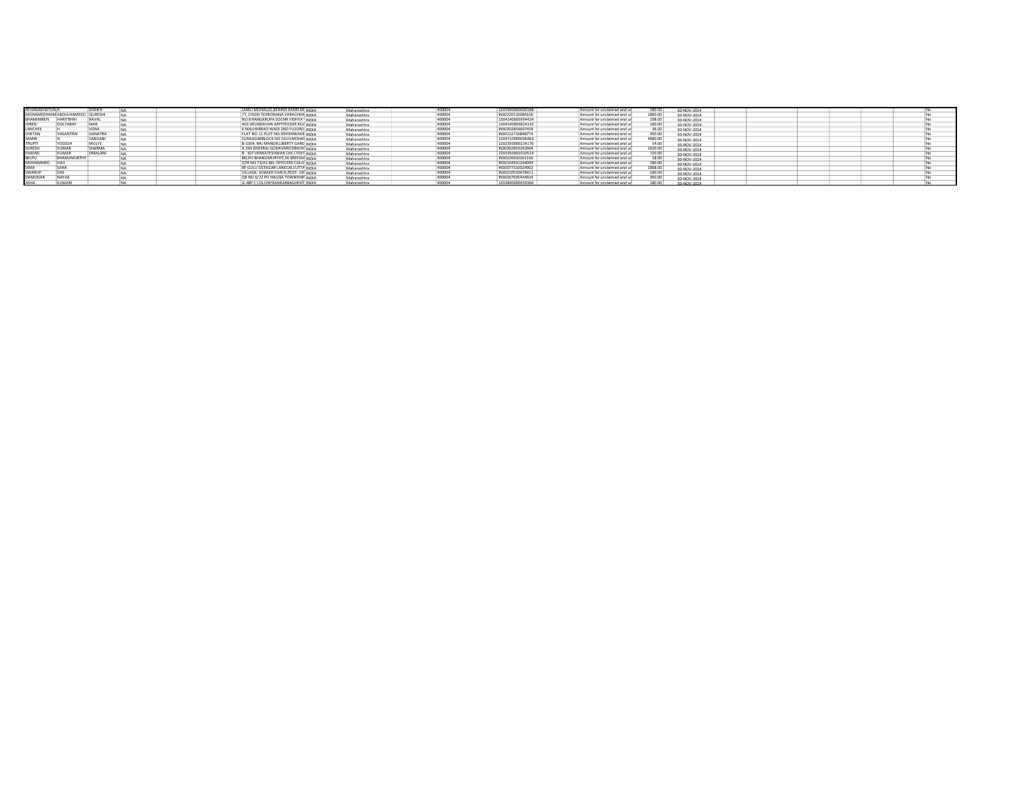| | | | | | | | | | | | | | | | | | | | | | |
|---|---|---|---|---|---|---|---|---|---|---|---|---|---|---|---|---|---|---|---|---|---|
| REHANAKHATUN | A | SHAIKH | NA | | | JAMLI MOHALLO,BEHIND KADRI M | INDIA | Maharashtra | 400004 | 1205990000000188 | Amount for unclaimed and ur | 180.00 | 30-NOV-2014 | | | | | | | | No |
| MOHAMEDHANIF | ABDULHAMEED | QURESHI | NA | | | 77, CHOKI TEKRONANA VARACHHA | INDIA | Maharashtra | 400004 | IN30220110084106 | Amount for unclaimed and ur | 1800.00 | 30-NOV-2014 | | | | | | | | No |
| BHAMINIBEN | HARITBHAI | RAVAL | NA | | | NO 8 RANGKRUPA SOCNR VIDHYA | INDIA | Maharashtra | 400004 | 1304140005954424 | Amount for unclaimed and ur | 108.00 | 30-NOV-2014 | | | | | | | | No |
| HIREN | DOLTARAY | NAIK | NA | | | 403 VRUNDAVAN APPTFEEDER ROA | INDIA | Maharashtra | 400004 | 1304140003814142 | Amount for unclaimed and ur | 180.00 | 30-NOV-2014 | | | | | | | | No |
| LANCHEE | H | VORA | NA | | | 6 MALHARRAO WADI 2ND FLOORD | INDIA | Maharashtra | 400004 | IN30302854607458 | Amount for unclaimed and ur | 36.00 | 30-NOV-2014 | | | | | | | | No |
| CHETAN | VASANTRAI | GANATRA | NA | | | FLAT NO.11 PLOT NO.95VISHWADE | INDIA | Maharashtra | 400004 | IN30112716848774 | Amount for unclaimed and ur | 450.00 | 30-NOV-2014 | | | | | | | | No |
| SAMIR | N | SANGANI | NA | | | SUNSAGARBLOCK NO.5GULMOHA | INDIA | Maharashtra | 400004 | 1204710000006463 | Amount for unclaimed and ur | 4680.00 | 30-NOV-2014 | | | | | | | | No |
| TRUPTI | YOGESH | MULYE | NA | | | B-1004, RAJ MANOR,LIBERTY GARD | INDIA | Maharashtra | 400004 | 1202350000214176 | Amount for unclaimed and ur | 54.00 | 30-NOV-2014 | | | | | | | | No |
| SURESH | KUMAR | SHARMA | NA | | | A 204 DHEERAJ GODAVARICHINCH | INDIA | Maharashtra | 400004 | IN30302853242664 | Amount for unclaimed and ur | 1620.00 | 30-NOV-2014 | | | | | | | | No |
| PAWAN | KUMAR | DMALANI | NA | | | B 307 VENKATESHWAR CHS LTDST | INDIA | Maharashtra | 400004 | 1203350001010514 | Amount for unclaimed and ur | 720.00 | 30-NOV-2014 | | | | | | | | No |
| BELPU | BHANUMURTHY | | NA | | | BELPU BHANUMURTHY,34 SREESAI | INDIA | Maharashtra | 400004 | IN30226910261166 | Amount for unclaimed and ur | 18.00 | 30-NOV-2014 | | | | | | | | No |
| MOHAMMED | HAJI | | NA | | | QTR NO T3/61 BEL OFFICERS COLO | INDIA | Maharashtra | 400004 | IN30154931244099 | Amount for unclaimed and ur | 180.00 | 30-NOV-2014 | | | | | | | | No |
| SIMA | SAHA | | NA | | | 8F GULU OSTAGAR LANECALCUTTA | INDIA | Maharashtra | 400004 | IN30077310024902 | Amount for unclaimed and ur | 1008.00 | 30-NOV-2014 | | | | | | | | No |
| SWARUP | DAS | | NA | | | VILLAGE- KHASER CHACK,POST- DI | INDIA | Maharashtra | 400004 | IN30210510478411 | Amount for unclaimed and ur | 180.00 | 30-NOV-2014 | | | | | | | | No |
| DAMODAR | NAYAK | | NA | | | QR NO 6/22 PO HALDIA TOWNSHIP | INDIA | Maharashtra | 400004 | IN30267935444924 | Amount for unclaimed and ur | 450.00 | 30-NOV-2014 | | | | | | | | No |
| ASHA | KUMARI | | NA | | | G-48P C COLONYKANKARBAGHPAT | INDIA | Maharashtra | 400004 | 1203840000655366 | Amount for unclaimed and ur | 180.00 | 30-NOV-2014 | | | | | | | | No |